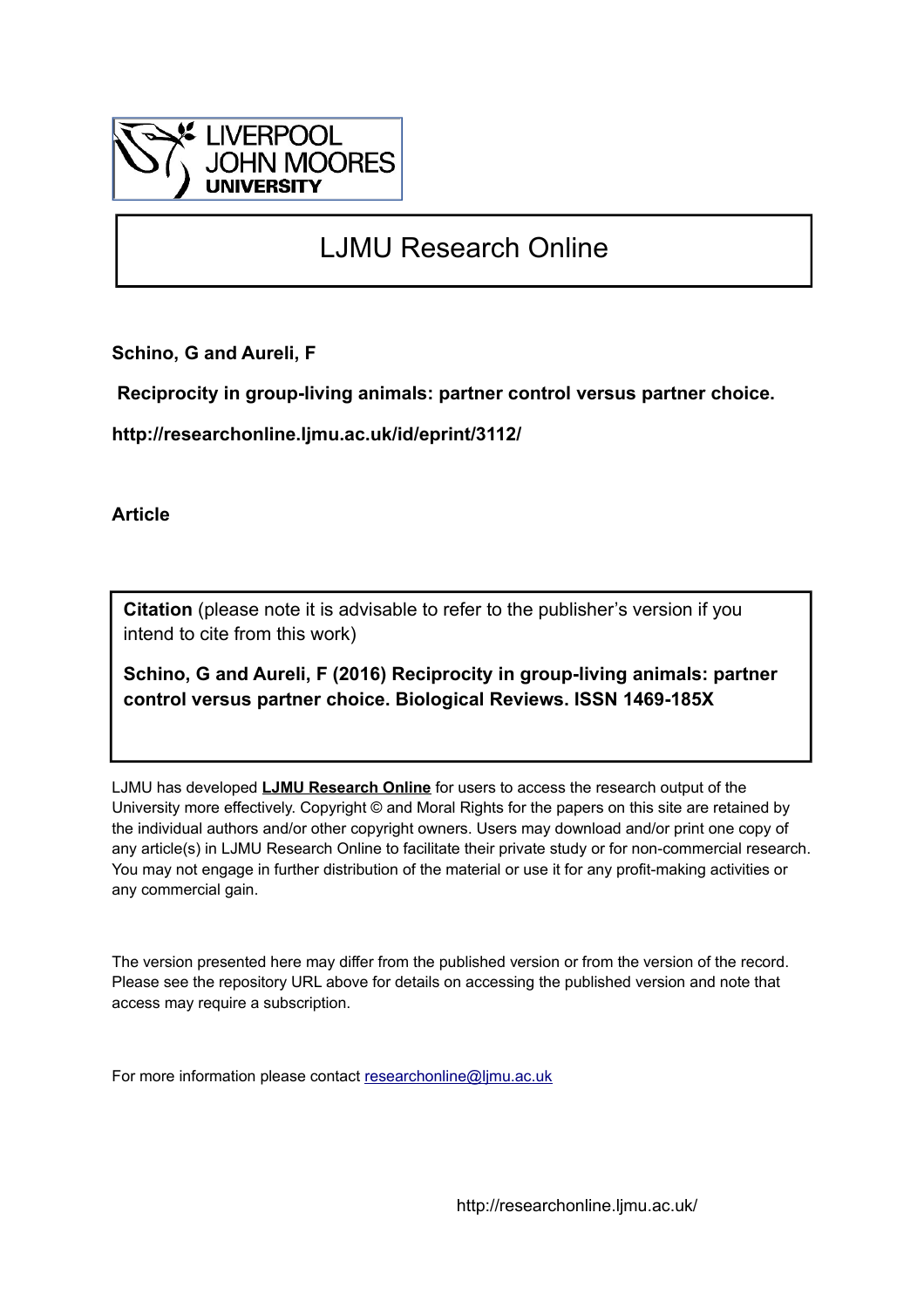LIVERPOOL JOHN MOORES UNIVERSITY

# LJMU Research Online

**Schino, G and Aureli, F**

**Reciprocity in group-living animals: partner control versus partner choice.**

**http://researchonline.ljmu.ac.uk/id/eprint/3112/**

**Article**

**Citation** (please note it is advisable to refer to the publisher's version if you intend to cite from this work)

**Schino, G and Aureli, F (2016) Reciprocity in group-living animals: partner control versus partner choice. Biological Reviews. ISSN 1469-185X**

LJMU has developed **LJMU Research Online** for users to access the research output of the University more effectively. Copyright © and Moral Rights for the papers on this site are retained by the individual authors and/or other copyright owners. Users may download and/or print one copy of any article(s) in LJMU Research Online to facilitate their private study or for non-commercial research. You may not engage in further distribution of the material or use it for any profit-making activities or any commercial gain.

The version presented here may differ from the published version or from the version of the record. Please see the repository URL above for details on accessing the published version and note that access may require a subscription.

For more information please contact researchonline@ljmu.ac.uk

http://researchonline.ljmu.ac.uk/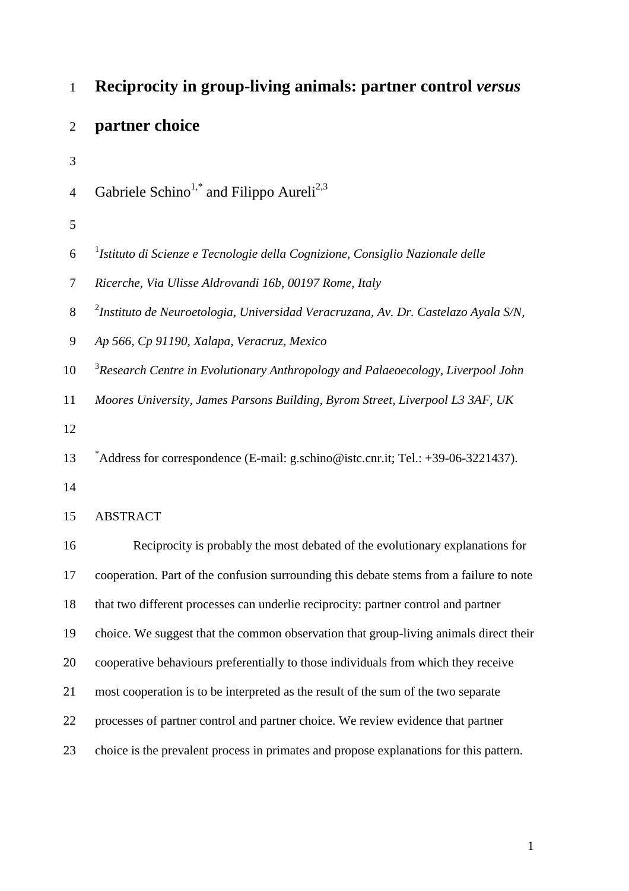# Reciprocity in group-living animals: partner control *versus* partner choice

Gabriele Schino[1,*] and Filippo Aureli[2,3]

[1]*Istituto di Scienze e Tecnologie della Cognizione, Consiglio Nazionale delle Ricerche, Via Ulisse Aldrovandi 16b, 00197 Rome, Italy*

[2]*Instituto de Neuroetologia, Universidad Veracruzana, Av. Dr. Castelazo Ayala S/N, Ap 566, Cp 91190, Xalapa, Veracruz, Mexico*

[3]*Research Centre in Evolutionary Anthropology and Palaeoecology, Liverpool John Moores University, James Parsons Building, Byrom Street, Liverpool L3 3AF, UK*

[*]Address for correspondence (E-mail: g.schino@istc.cnr.it; Tel.: +39-06-3221437).

ABSTRACT

Reciprocity is probably the most debated of the evolutionary explanations for cooperation. Part of the confusion surrounding this debate stems from a failure to note that two different processes can underlie reciprocity: partner control and partner choice. We suggest that the common observation that group-living animals direct their cooperative behaviours preferentially to those individuals from which they receive most cooperation is to be interpreted as the result of the sum of the two separate processes of partner control and partner choice. We review evidence that partner choice is the prevalent process in primates and propose explanations for this pattern.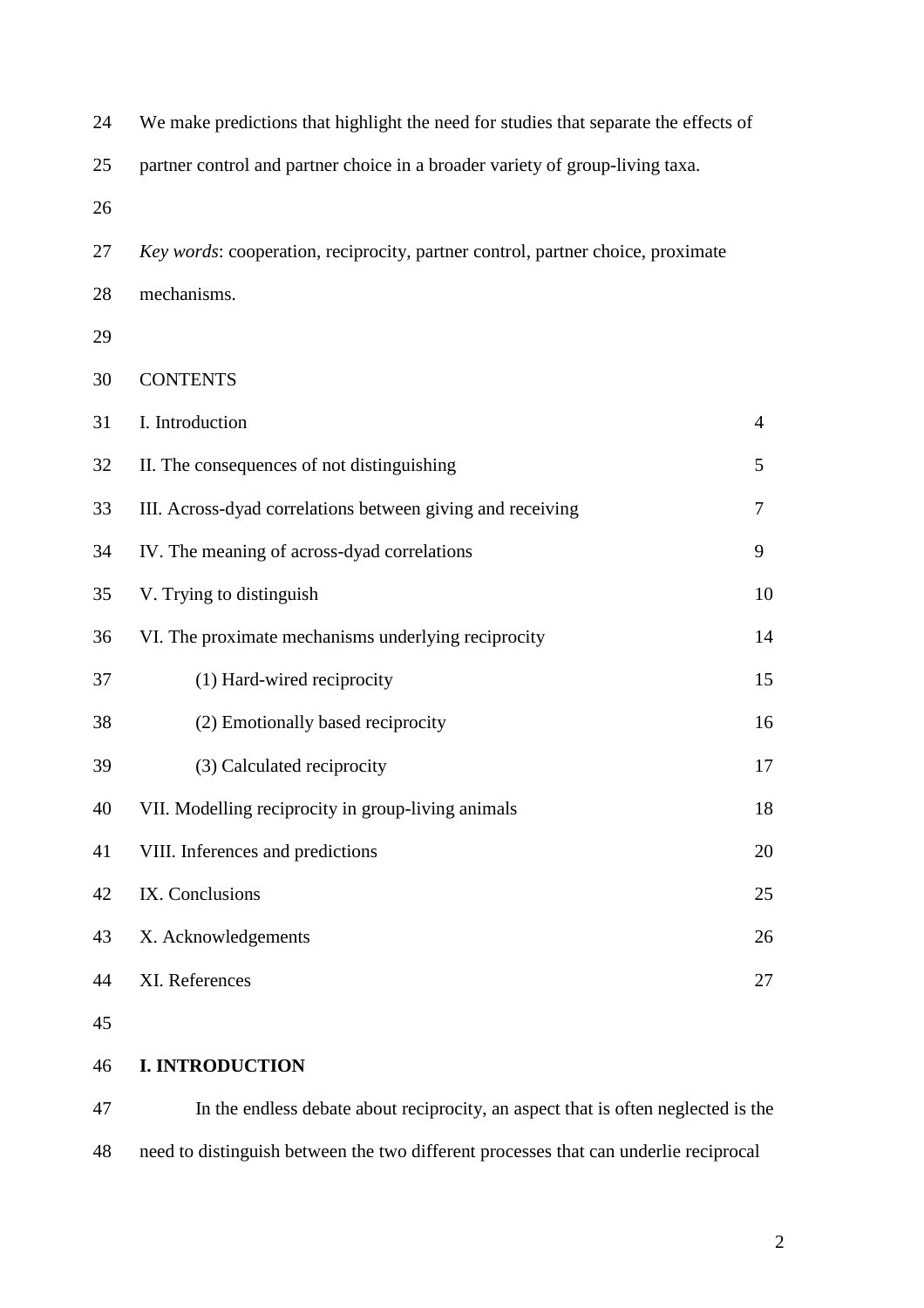We make predictions that highlight the need for studies that separate the effects of partner control and partner choice in a broader variety of group-living taxa.

*Key words*: cooperation, reciprocity, partner control, partner choice, proximate mechanisms.

CONTENTS

| | |
|---|---|
| I. Introduction | 4 |
| II. The consequences of not distinguishing | 5 |
| III. Across-dyad correlations between giving and receiving | 7 |
| IV. The meaning of across-dyad correlations | 9 |
| V. Trying to distinguish | 10 |
| VI. The proximate mechanisms underlying reciprocity | 14 |
| (1) Hard-wired reciprocity | 15 |
| (2) Emotionally based reciprocity | 16 |
| (3) Calculated reciprocity | 17 |
| VII. Modelling reciprocity in group-living animals | 18 |
| VIII. Inferences and predictions | 20 |
| IX. Conclusions | 25 |
| X. Acknowledgements | 26 |
| XI. References | 27 |

## I. INTRODUCTION

In the endless debate about reciprocity, an aspect that is often neglected is the need to distinguish between the two different processes that can underlie reciprocal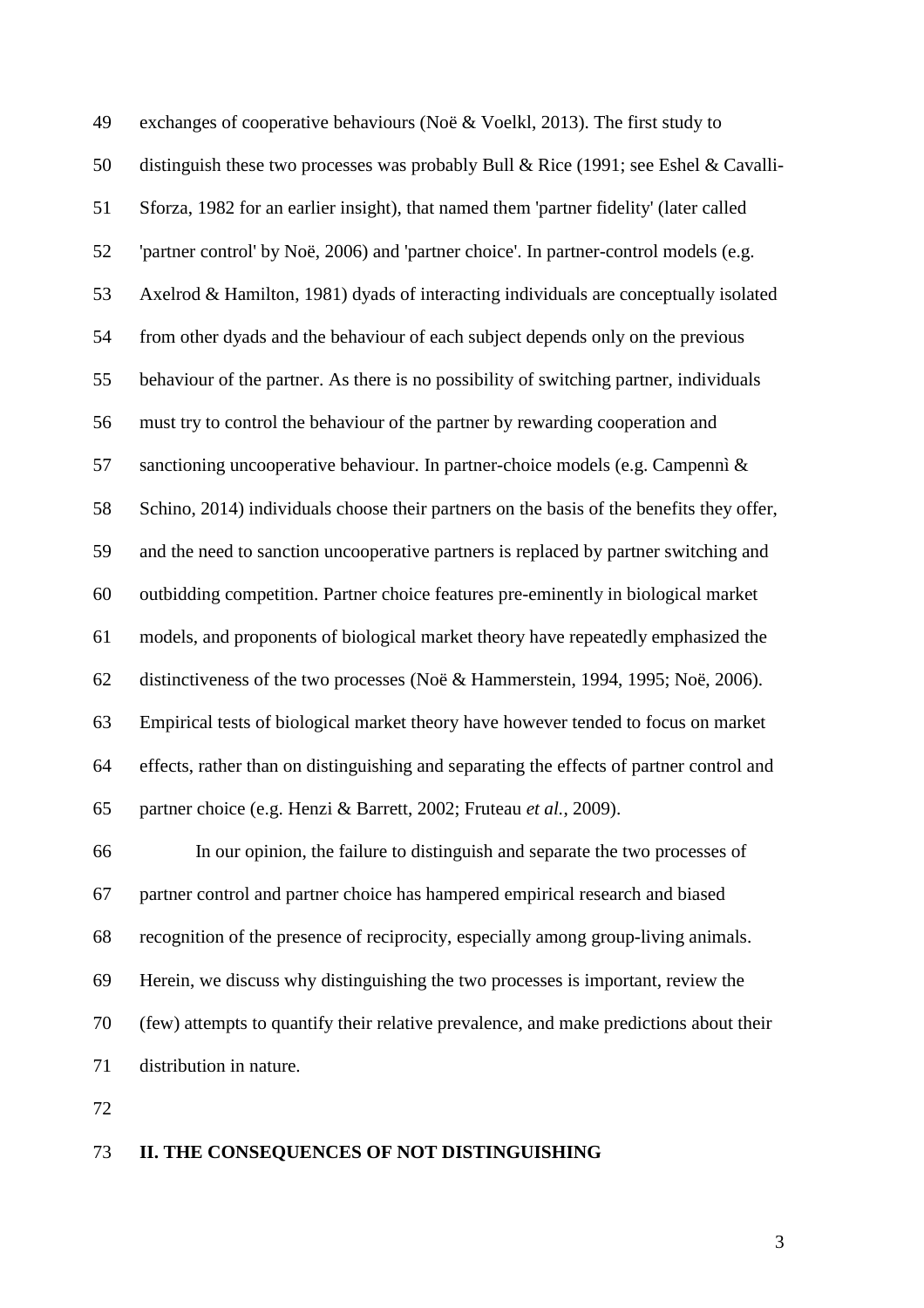exchanges of cooperative behaviours (Noë & Voelkl, 2013). The first study to distinguish these two processes was probably Bull & Rice (1991; see Eshel & Cavalli-Sforza, 1982 for an earlier insight), that named them 'partner fidelity' (later called 'partner control' by Noë, 2006) and 'partner choice'. In partner-control models (e.g. Axelrod & Hamilton, 1981) dyads of interacting individuals are conceptually isolated from other dyads and the behaviour of each subject depends only on the previous behaviour of the partner. As there is no possibility of switching partner, individuals must try to control the behaviour of the partner by rewarding cooperation and sanctioning uncooperative behaviour. In partner-choice models (e.g. Campennì & Schino, 2014) individuals choose their partners on the basis of the benefits they offer, and the need to sanction uncooperative partners is replaced by partner switching and outbidding competition. Partner choice features pre-eminently in biological market models, and proponents of biological market theory have repeatedly emphasized the distinctiveness of the two processes (Noë & Hammerstein, 1994, 1995; Noë, 2006). Empirical tests of biological market theory have however tended to focus on market effects, rather than on distinguishing and separating the effects of partner control and partner choice (e.g. Henzi & Barrett, 2002; Fruteau *et al.*, 2009).

In our opinion, the failure to distinguish and separate the two processes of partner control and partner choice has hampered empirical research and biased recognition of the presence of reciprocity, especially among group-living animals. Herein, we discuss why distinguishing the two processes is important, review the (few) attempts to quantify their relative prevalence, and make predictions about their distribution in nature.

## II. THE CONSEQUENCES OF NOT DISTINGUISHING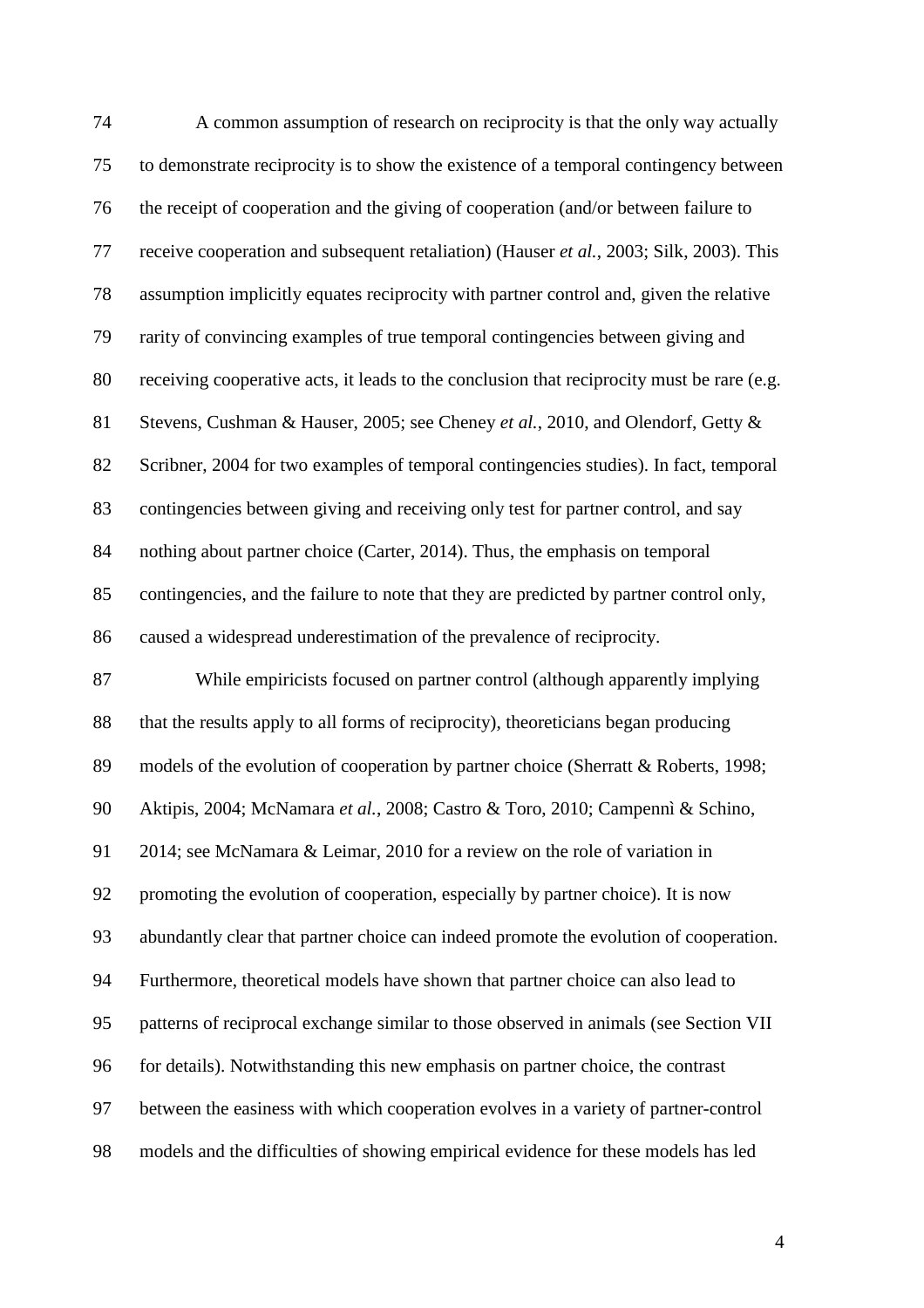A common assumption of research on reciprocity is that the only way actually to demonstrate reciprocity is to show the existence of a temporal contingency between the receipt of cooperation and the giving of cooperation (and/or between failure to receive cooperation and subsequent retaliation) (Hauser *et al.*, 2003; Silk, 2003). This assumption implicitly equates reciprocity with partner control and, given the relative rarity of convincing examples of true temporal contingencies between giving and receiving cooperative acts, it leads to the conclusion that reciprocity must be rare (e.g. Stevens, Cushman & Hauser, 2005; see Cheney *et al.*, 2010, and Olendorf, Getty & Scribner, 2004 for two examples of temporal contingencies studies). In fact, temporal contingencies between giving and receiving only test for partner control, and say nothing about partner choice (Carter, 2014). Thus, the emphasis on temporal contingencies, and the failure to note that they are predicted by partner control only, caused a widespread underestimation of the prevalence of reciprocity.

While empiricists focused on partner control (although apparently implying that the results apply to all forms of reciprocity), theoreticians began producing models of the evolution of cooperation by partner choice (Sherratt & Roberts, 1998; Aktipis, 2004; McNamara *et al.*, 2008; Castro & Toro, 2010; Campennì & Schino, 2014; see McNamara & Leimar, 2010 for a review on the role of variation in promoting the evolution of cooperation, especially by partner choice). It is now abundantly clear that partner choice can indeed promote the evolution of cooperation. Furthermore, theoretical models have shown that partner choice can also lead to patterns of reciprocal exchange similar to those observed in animals (see Section VII for details). Notwithstanding this new emphasis on partner choice, the contrast between the easiness with which cooperation evolves in a variety of partner-control models and the difficulties of showing empirical evidence for these models has led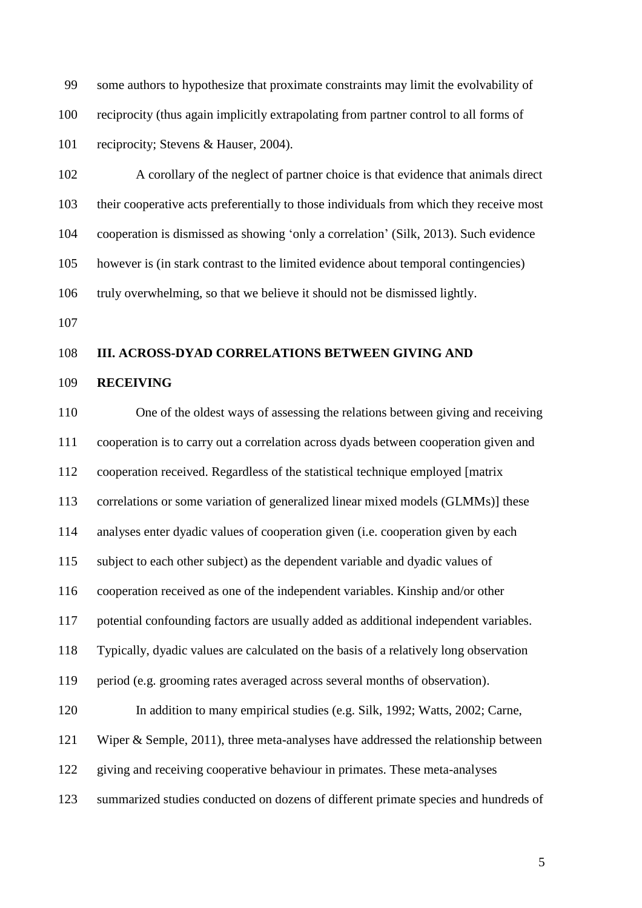some authors to hypothesize that proximate constraints may limit the evolvability of reciprocity (thus again implicitly extrapolating from partner control to all forms of reciprocity; Stevens & Hauser, 2004).

A corollary of the neglect of partner choice is that evidence that animals direct their cooperative acts preferentially to those individuals from which they receive most cooperation is dismissed as showing 'only a correlation' (Silk, 2013). Such evidence however is (in stark contrast to the limited evidence about temporal contingencies) truly overwhelming, so that we believe it should not be dismissed lightly.

## III. ACROSS-DYAD CORRELATIONS BETWEEN GIVING AND RECEIVING

One of the oldest ways of assessing the relations between giving and receiving cooperation is to carry out a correlation across dyads between cooperation given and cooperation received. Regardless of the statistical technique employed [matrix correlations or some variation of generalized linear mixed models (GLMMs)] these analyses enter dyadic values of cooperation given (i.e. cooperation given by each subject to each other subject) as the dependent variable and dyadic values of cooperation received as one of the independent variables. Kinship and/or other potential confounding factors are usually added as additional independent variables. Typically, dyadic values are calculated on the basis of a relatively long observation period (e.g. grooming rates averaged across several months of observation).

In addition to many empirical studies (e.g. Silk, 1992; Watts, 2002; Carne, Wiper & Semple, 2011), three meta-analyses have addressed the relationship between giving and receiving cooperative behaviour in primates. These meta-analyses summarized studies conducted on dozens of different primate species and hundreds of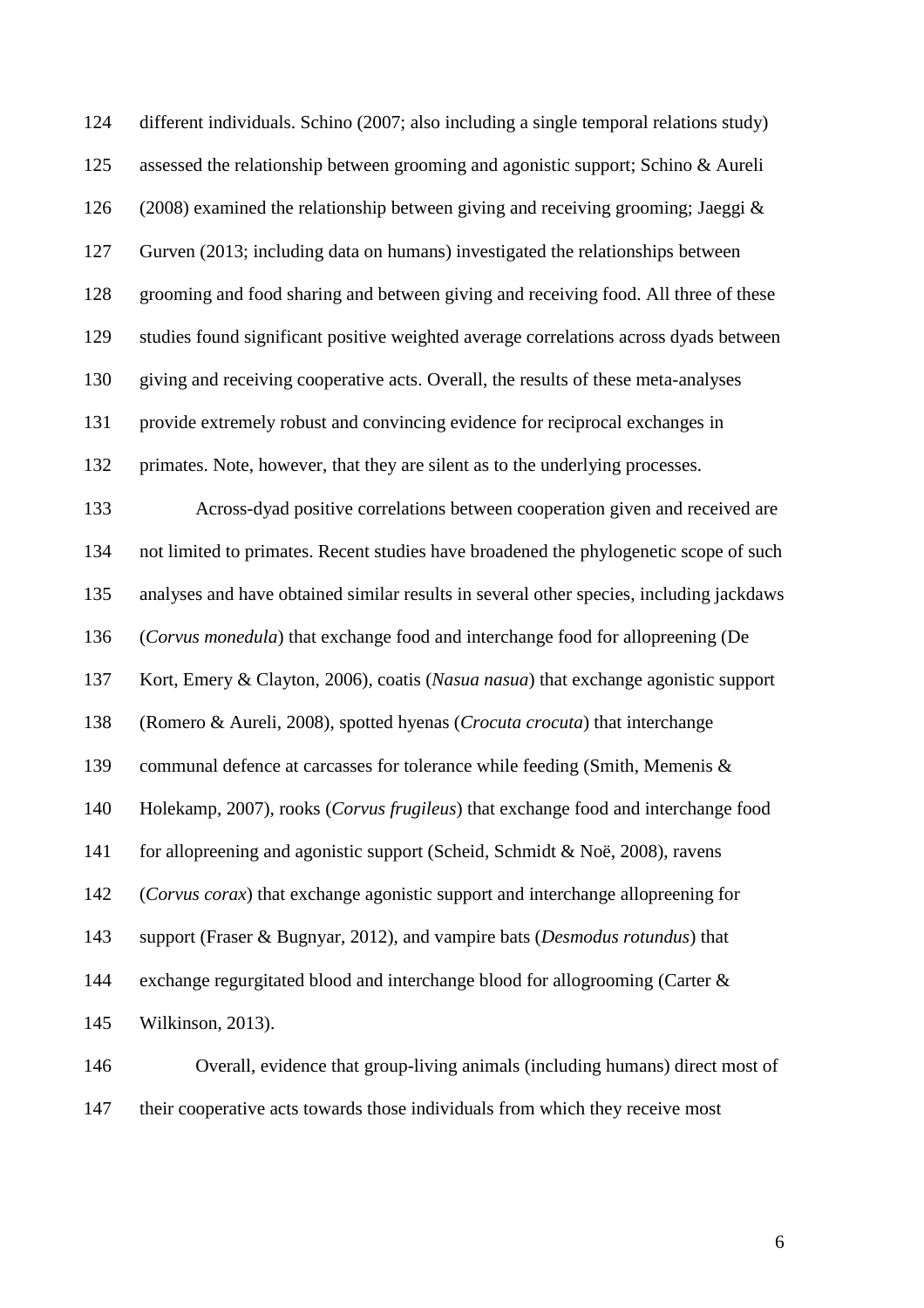different individuals. Schino (2007; also including a single temporal relations study) assessed the relationship between grooming and agonistic support; Schino & Aureli (2008) examined the relationship between giving and receiving grooming; Jaeggi & Gurven (2013; including data on humans) investigated the relationships between grooming and food sharing and between giving and receiving food. All three of these studies found significant positive weighted average correlations across dyads between giving and receiving cooperative acts. Overall, the results of these meta-analyses provide extremely robust and convincing evidence for reciprocal exchanges in primates. Note, however, that they are silent as to the underlying processes.

Across-dyad positive correlations between cooperation given and received are not limited to primates. Recent studies have broadened the phylogenetic scope of such analyses and have obtained similar results in several other species, including jackdaws (*Corvus monedula*) that exchange food and interchange food for allopreening (De Kort, Emery & Clayton, 2006), coatis (*Nasua nasua*) that exchange agonistic support (Romero & Aureli, 2008), spotted hyenas (*Crocuta crocuta*) that interchange communal defence at carcasses for tolerance while feeding (Smith, Memenis & Holekamp, 2007), rooks (*Corvus frugileus*) that exchange food and interchange food for allopreening and agonistic support (Scheid, Schmidt & Noë, 2008), ravens (*Corvus corax*) that exchange agonistic support and interchange allopreening for support (Fraser & Bugnyar, 2012), and vampire bats (*Desmodus rotundus*) that exchange regurgitated blood and interchange blood for allogrooming (Carter & Wilkinson, 2013).

Overall, evidence that group-living animals (including humans) direct most of their cooperative acts towards those individuals from which they receive most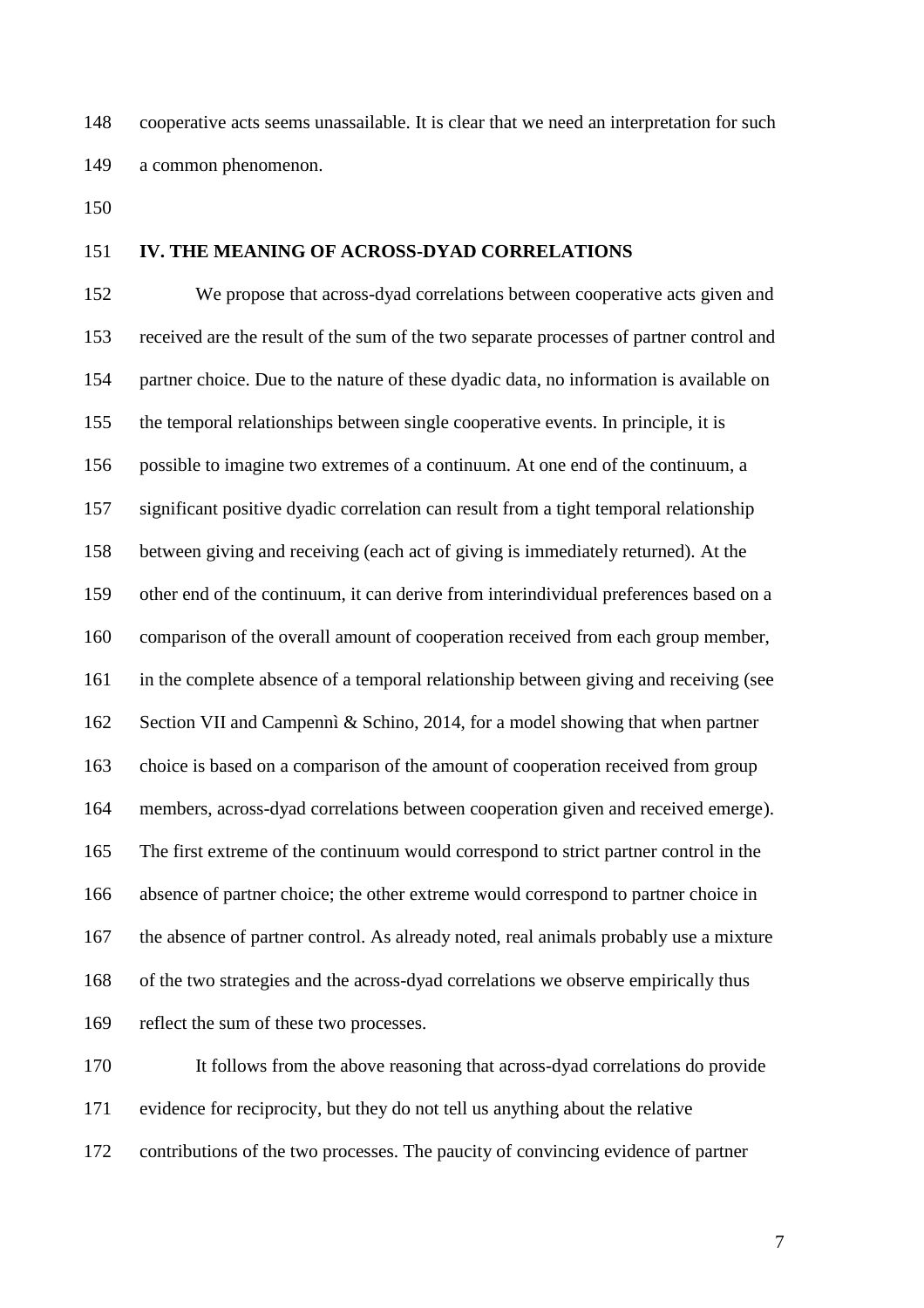cooperative acts seems unassailable. It is clear that we need an interpretation for such a common phenomenon.

## IV. THE MEANING OF ACROSS-DYAD CORRELATIONS

We propose that across-dyad correlations between cooperative acts given and received are the result of the sum of the two separate processes of partner control and partner choice. Due to the nature of these dyadic data, no information is available on the temporal relationships between single cooperative events. In principle, it is possible to imagine two extremes of a continuum. At one end of the continuum, a significant positive dyadic correlation can result from a tight temporal relationship between giving and receiving (each act of giving is immediately returned). At the other end of the continuum, it can derive from interindividual preferences based on a comparison of the overall amount of cooperation received from each group member, in the complete absence of a temporal relationship between giving and receiving (see Section VII and Campennì & Schino, 2014, for a model showing that when partner choice is based on a comparison of the amount of cooperation received from group members, across-dyad correlations between cooperation given and received emerge). The first extreme of the continuum would correspond to strict partner control in the absence of partner choice; the other extreme would correspond to partner choice in the absence of partner control. As already noted, real animals probably use a mixture of the two strategies and the across-dyad correlations we observe empirically thus reflect the sum of these two processes.

It follows from the above reasoning that across-dyad correlations do provide evidence for reciprocity, but they do not tell us anything about the relative contributions of the two processes. The paucity of convincing evidence of partner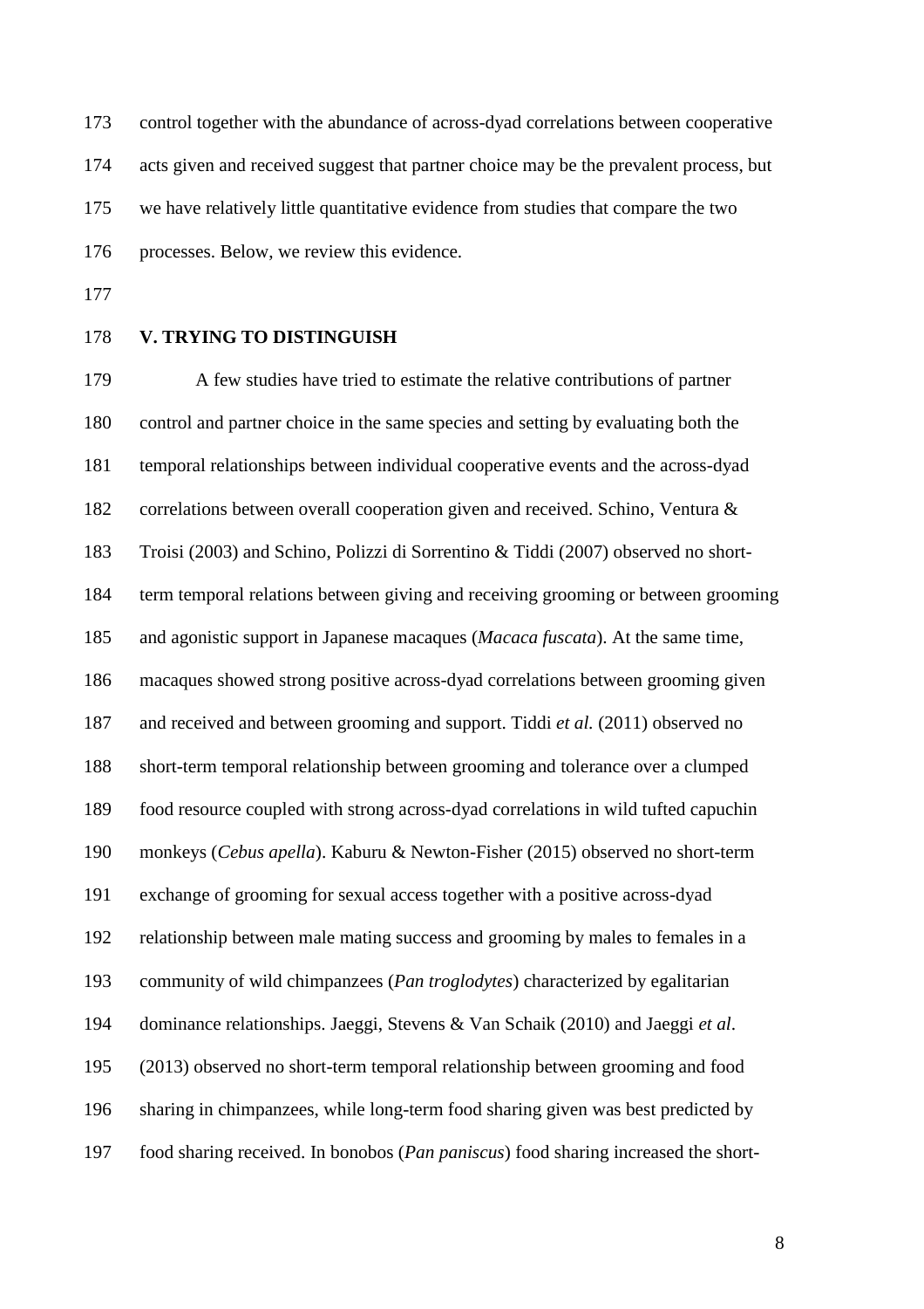control together with the abundance of across-dyad correlations between cooperative acts given and received suggest that partner choice may be the prevalent process, but we have relatively little quantitative evidence from studies that compare the two processes. Below, we review this evidence.

## V. TRYING TO DISTINGUISH

A few studies have tried to estimate the relative contributions of partner control and partner choice in the same species and setting by evaluating both the temporal relationships between individual cooperative events and the across-dyad correlations between overall cooperation given and received. Schino, Ventura & Troisi (2003) and Schino, Polizzi di Sorrentino & Tiddi (2007) observed no short-term temporal relations between giving and receiving grooming or between grooming and agonistic support in Japanese macaques (*Macaca fuscata*). At the same time, macaques showed strong positive across-dyad correlations between grooming given and received and between grooming and support. Tiddi *et al.* (2011) observed no short-term temporal relationship between grooming and tolerance over a clumped food resource coupled with strong across-dyad correlations in wild tufted capuchin monkeys (*Cebus apella*). Kaburu & Newton-Fisher (2015) observed no short-term exchange of grooming for sexual access together with a positive across-dyad relationship between male mating success and grooming by males to females in a community of wild chimpanzees (*Pan troglodytes*) characterized by egalitarian dominance relationships. Jaeggi, Stevens & Van Schaik (2010) and Jaeggi *et al*. (2013) observed no short-term temporal relationship between grooming and food sharing in chimpanzees, while long-term food sharing given was best predicted by food sharing received. In bonobos (*Pan paniscus*) food sharing increased the short-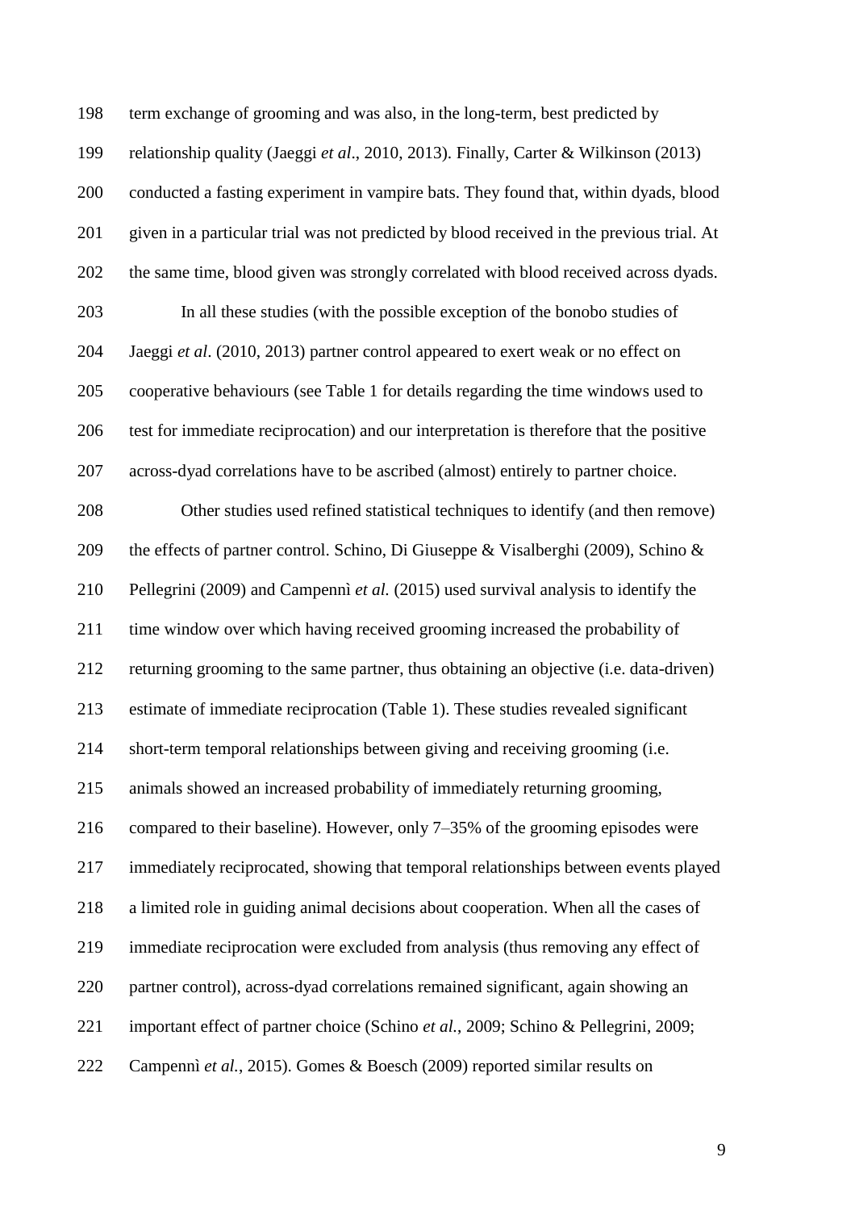term exchange of grooming and was also, in the long-term, best predicted by relationship quality (Jaeggi *et al*., 2010, 2013). Finally, Carter & Wilkinson (2013) conducted a fasting experiment in vampire bats. They found that, within dyads, blood given in a particular trial was not predicted by blood received in the previous trial. At the same time, blood given was strongly correlated with blood received across dyads.

In all these studies (with the possible exception of the bonobo studies of Jaeggi *et al*. (2010, 2013) partner control appeared to exert weak or no effect on cooperative behaviours (see Table 1 for details regarding the time windows used to test for immediate reciprocation) and our interpretation is therefore that the positive across-dyad correlations have to be ascribed (almost) entirely to partner choice.

Other studies used refined statistical techniques to identify (and then remove) the effects of partner control. Schino, Di Giuseppe & Visalberghi (2009), Schino & Pellegrini (2009) and Campennì *et al.* (2015) used survival analysis to identify the time window over which having received grooming increased the probability of returning grooming to the same partner, thus obtaining an objective (i.e. data-driven) estimate of immediate reciprocation (Table 1). These studies revealed significant short-term temporal relationships between giving and receiving grooming (i.e. animals showed an increased probability of immediately returning grooming, compared to their baseline). However, only 7–35% of the grooming episodes were immediately reciprocated, showing that temporal relationships between events played a limited role in guiding animal decisions about cooperation. When all the cases of immediate reciprocation were excluded from analysis (thus removing any effect of partner control), across-dyad correlations remained significant, again showing an important effect of partner choice (Schino *et al.*, 2009; Schino & Pellegrini, 2009; Campennì *et al.*, 2015). Gomes & Boesch (2009) reported similar results on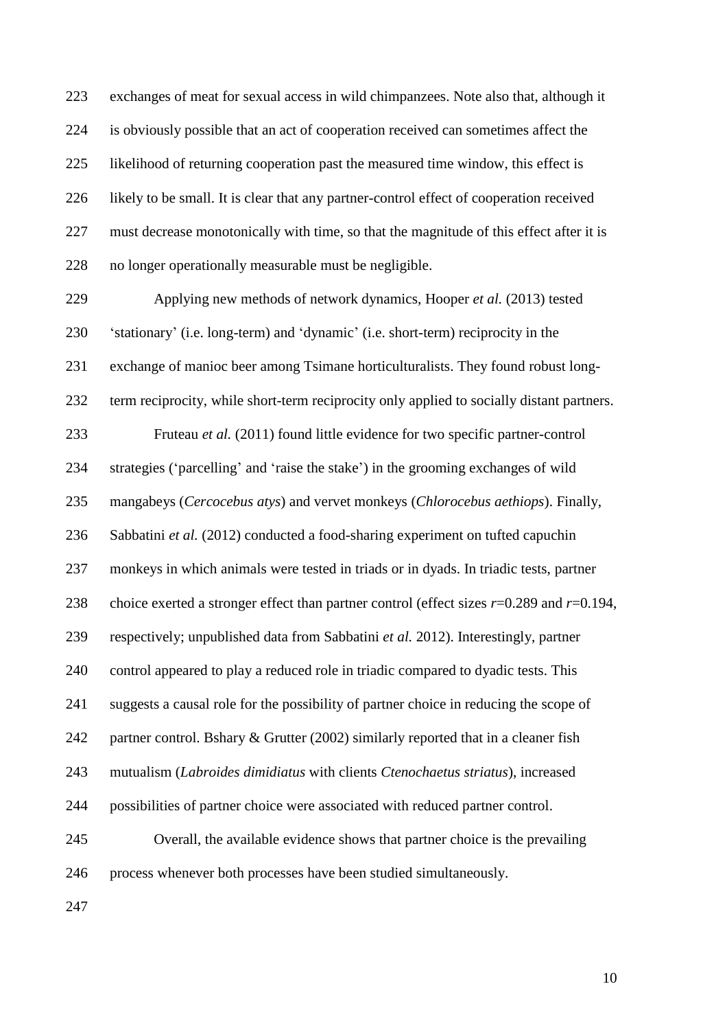exchanges of meat for sexual access in wild chimpanzees. Note also that, although it is obviously possible that an act of cooperation received can sometimes affect the likelihood of returning cooperation past the measured time window, this effect is likely to be small. It is clear that any partner-control effect of cooperation received must decrease monotonically with time, so that the magnitude of this effect after it is no longer operationally measurable must be negligible.

Applying new methods of network dynamics, Hooper *et al.* (2013) tested 'stationary' (i.e. long-term) and 'dynamic' (i.e. short-term) reciprocity in the exchange of manioc beer among Tsimane horticulturalists. They found robust long-term reciprocity, while short-term reciprocity only applied to socially distant partners.

Fruteau *et al.* (2011) found little evidence for two specific partner-control strategies ('parcelling' and 'raise the stake') in the grooming exchanges of wild mangabeys (*Cercocebus atys*) and vervet monkeys (*Chlorocebus aethiops*). Finally, Sabbatini *et al.* (2012) conducted a food-sharing experiment on tufted capuchin monkeys in which animals were tested in triads or in dyads. In triadic tests, partner choice exerted a stronger effect than partner control (effect sizes $r$=0.289 and $r$=0.194, respectively; unpublished data from Sabbatini *et al.* 2012). Interestingly, partner control appeared to play a reduced role in triadic compared to dyadic tests. This suggests a causal role for the possibility of partner choice in reducing the scope of partner control. Bshary & Grutter (2002) similarly reported that in a cleaner fish mutualism (*Labroides dimidiatus* with clients *Ctenochaetus striatus*), increased possibilities of partner choice were associated with reduced partner control.

Overall, the available evidence shows that partner choice is the prevailing process whenever both processes have been studied simultaneously.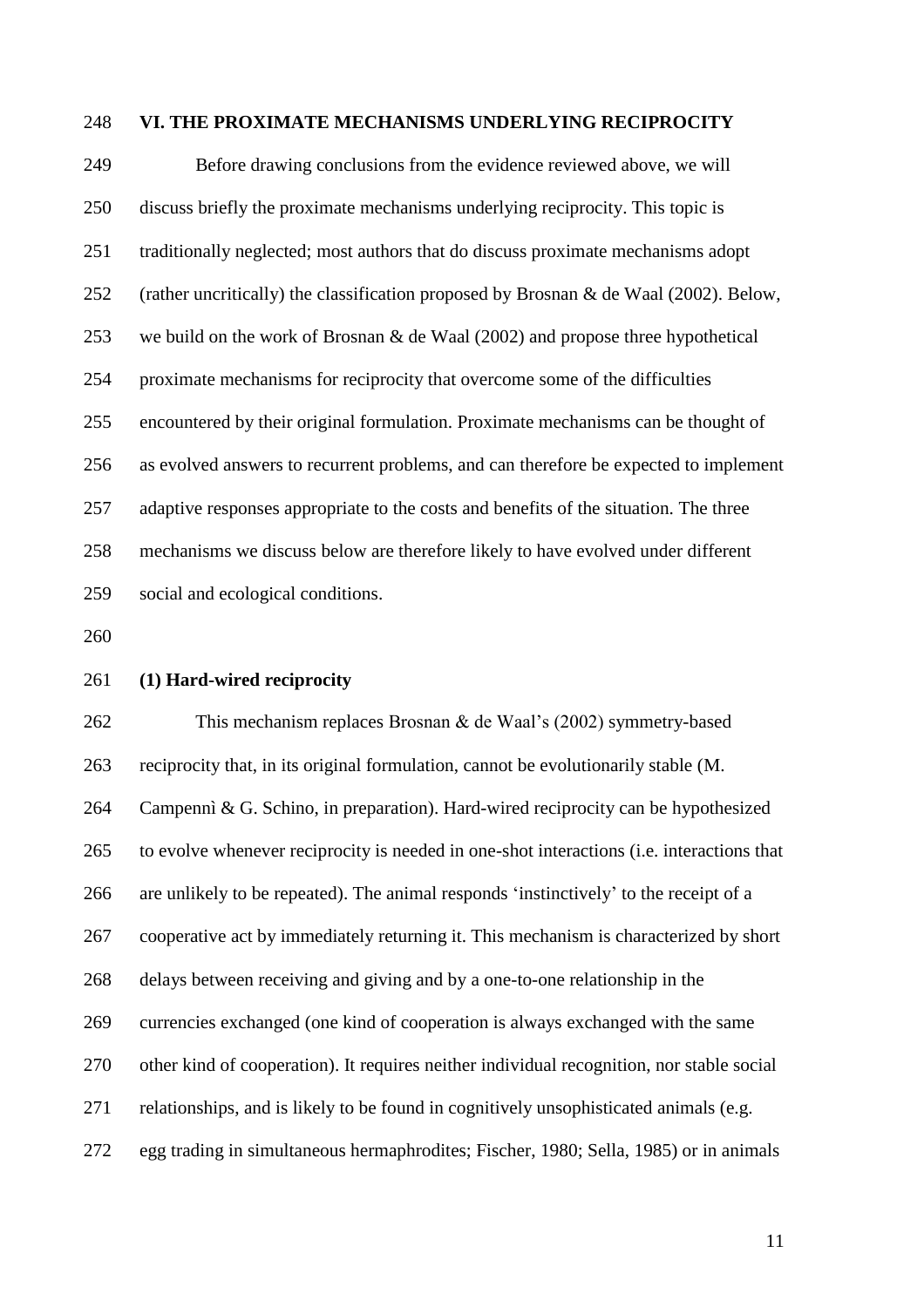## VI. THE PROXIMATE MECHANISMS UNDERLYING RECIPROCITY

Before drawing conclusions from the evidence reviewed above, we will discuss briefly the proximate mechanisms underlying reciprocity. This topic is traditionally neglected; most authors that do discuss proximate mechanisms adopt (rather uncritically) the classification proposed by Brosnan & de Waal (2002). Below, we build on the work of Brosnan & de Waal (2002) and propose three hypothetical proximate mechanisms for reciprocity that overcome some of the difficulties encountered by their original formulation. Proximate mechanisms can be thought of as evolved answers to recurrent problems, and can therefore be expected to implement adaptive responses appropriate to the costs and benefits of the situation. The three mechanisms we discuss below are therefore likely to have evolved under different social and ecological conditions.

### (1) Hard-wired reciprocity

This mechanism replaces Brosnan & de Waal's (2002) symmetry-based reciprocity that, in its original formulation, cannot be evolutionarily stable (M. Campennì & G. Schino, in preparation). Hard-wired reciprocity can be hypothesized to evolve whenever reciprocity is needed in one-shot interactions (i.e. interactions that are unlikely to be repeated). The animal responds 'instinctively' to the receipt of a cooperative act by immediately returning it. This mechanism is characterized by short delays between receiving and giving and by a one-to-one relationship in the currencies exchanged (one kind of cooperation is always exchanged with the same other kind of cooperation). It requires neither individual recognition, nor stable social relationships, and is likely to be found in cognitively unsophisticated animals (e.g. egg trading in simultaneous hermaphrodites; Fischer, 1980; Sella, 1985) or in animals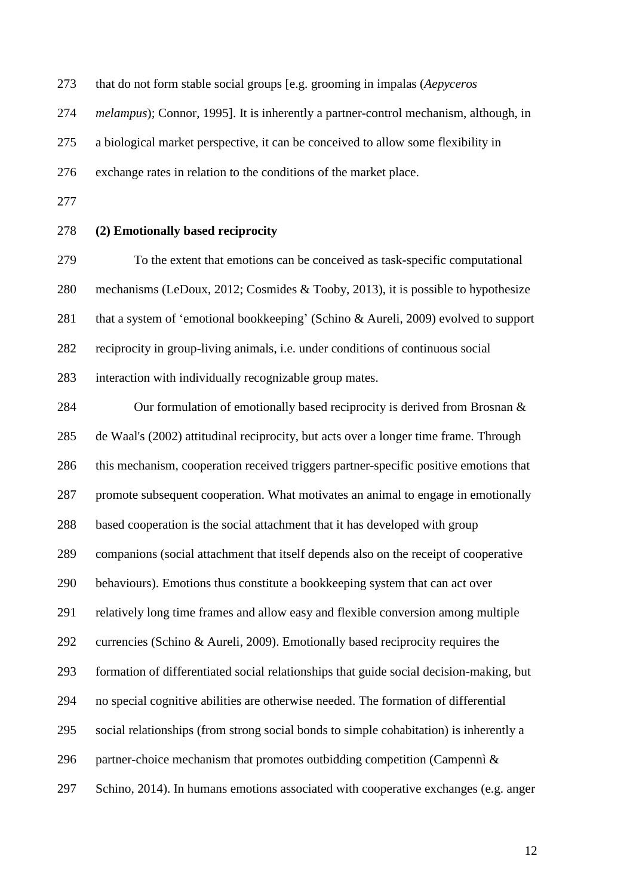that do not form stable social groups [e.g. grooming in impalas (*Aepyceros melampus*); Connor, 1995]. It is inherently a partner-control mechanism, although, in a biological market perspective, it can be conceived to allow some flexibility in exchange rates in relation to the conditions of the market place.

### (2) Emotionally based reciprocity

To the extent that emotions can be conceived as task-specific computational mechanisms (LeDoux, 2012; Cosmides & Tooby, 2013), it is possible to hypothesize that a system of 'emotional bookkeeping' (Schino & Aureli, 2009) evolved to support reciprocity in group-living animals, i.e. under conditions of continuous social interaction with individually recognizable group mates.

Our formulation of emotionally based reciprocity is derived from Brosnan & de Waal's (2002) attitudinal reciprocity, but acts over a longer time frame. Through this mechanism, cooperation received triggers partner-specific positive emotions that promote subsequent cooperation. What motivates an animal to engage in emotionally based cooperation is the social attachment that it has developed with group companions (social attachment that itself depends also on the receipt of cooperative behaviours). Emotions thus constitute a bookkeeping system that can act over relatively long time frames and allow easy and flexible conversion among multiple currencies (Schino & Aureli, 2009). Emotionally based reciprocity requires the formation of differentiated social relationships that guide social decision-making, but no special cognitive abilities are otherwise needed. The formation of differential social relationships (from strong social bonds to simple cohabitation) is inherently a partner-choice mechanism that promotes outbidding competition (Campennì & Schino, 2014). In humans emotions associated with cooperative exchanges (e.g. anger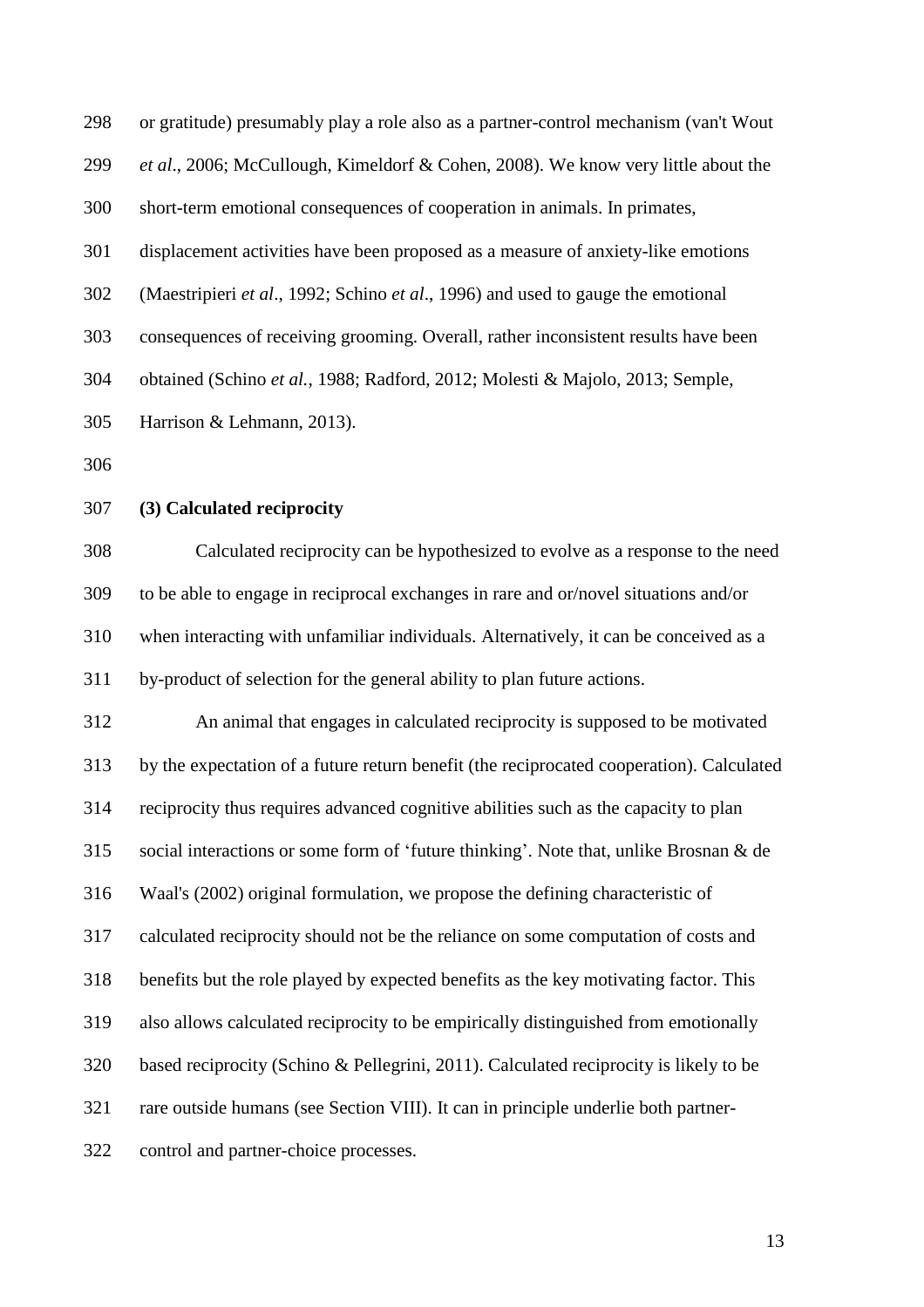or gratitude) presumably play a role also as a partner-control mechanism (van't Wout *et al*., 2006; McCullough, Kimeldorf & Cohen, 2008). We know very little about the short-term emotional consequences of cooperation in animals. In primates, displacement activities have been proposed as a measure of anxiety-like emotions (Maestripieri *et al*., 1992; Schino *et al*., 1996) and used to gauge the emotional consequences of receiving grooming. Overall, rather inconsistent results have been obtained (Schino *et al.*, 1988; Radford, 2012; Molesti & Majolo, 2013; Semple, Harrison & Lehmann, 2013).

**(3) Calculated reciprocity**

Calculated reciprocity can be hypothesized to evolve as a response to the need to be able to engage in reciprocal exchanges in rare and or/novel situations and/or when interacting with unfamiliar individuals. Alternatively, it can be conceived as a by-product of selection for the general ability to plan future actions.

An animal that engages in calculated reciprocity is supposed to be motivated by the expectation of a future return benefit (the reciprocated cooperation). Calculated reciprocity thus requires advanced cognitive abilities such as the capacity to plan social interactions or some form of 'future thinking'. Note that, unlike Brosnan & de Waal's (2002) original formulation, we propose the defining characteristic of calculated reciprocity should not be the reliance on some computation of costs and benefits but the role played by expected benefits as the key motivating factor. This also allows calculated reciprocity to be empirically distinguished from emotionally based reciprocity (Schino & Pellegrini, 2011). Calculated reciprocity is likely to be rare outside humans (see Section VIII). It can in principle underlie both partner-control and partner-choice processes.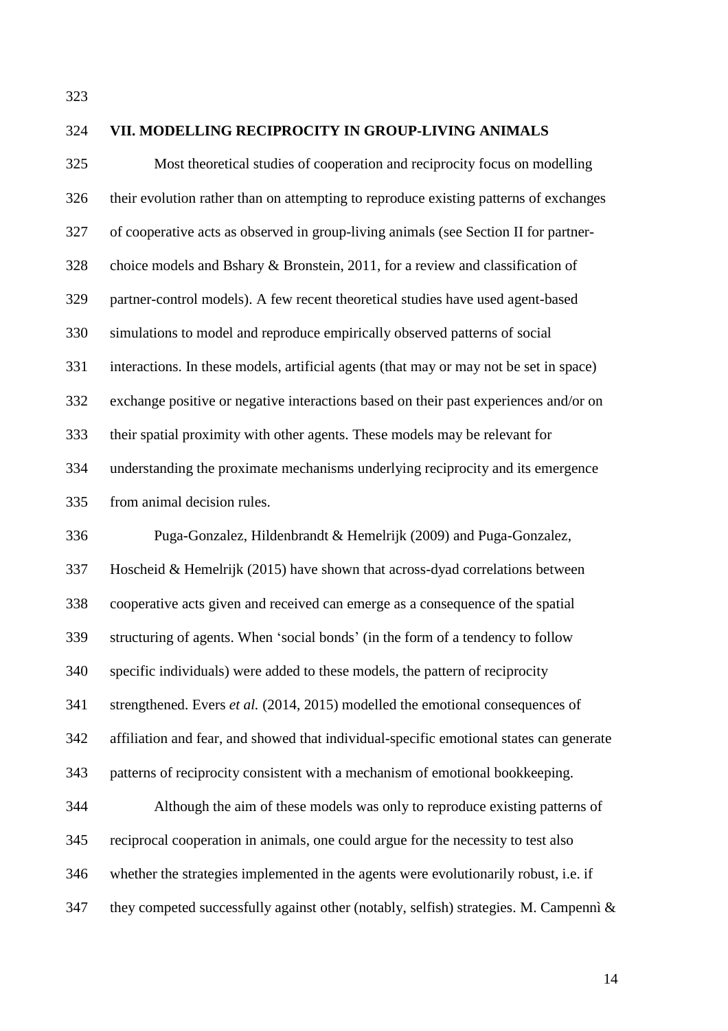## VII. MODELLING RECIPROCITY IN GROUP-LIVING ANIMALS

Most theoretical studies of cooperation and reciprocity focus on modelling their evolution rather than on attempting to reproduce existing patterns of exchanges of cooperative acts as observed in group-living animals (see Section II for partner-choice models and Bshary & Bronstein, 2011, for a review and classification of partner-control models). A few recent theoretical studies have used agent-based simulations to model and reproduce empirically observed patterns of social interactions. In these models, artificial agents (that may or may not be set in space) exchange positive or negative interactions based on their past experiences and/or on their spatial proximity with other agents. These models may be relevant for understanding the proximate mechanisms underlying reciprocity and its emergence from animal decision rules.

Puga-Gonzalez, Hildenbrandt & Hemelrijk (2009) and Puga-Gonzalez, Hoscheid & Hemelrijk (2015) have shown that across-dyad correlations between cooperative acts given and received can emerge as a consequence of the spatial structuring of agents. When 'social bonds' (in the form of a tendency to follow specific individuals) were added to these models, the pattern of reciprocity strengthened. Evers *et al.* (2014, 2015) modelled the emotional consequences of affiliation and fear, and showed that individual-specific emotional states can generate patterns of reciprocity consistent with a mechanism of emotional bookkeeping.

Although the aim of these models was only to reproduce existing patterns of reciprocal cooperation in animals, one could argue for the necessity to test also whether the strategies implemented in the agents were evolutionarily robust, i.e. if they competed successfully against other (notably, selfish) strategies. M. Campennì &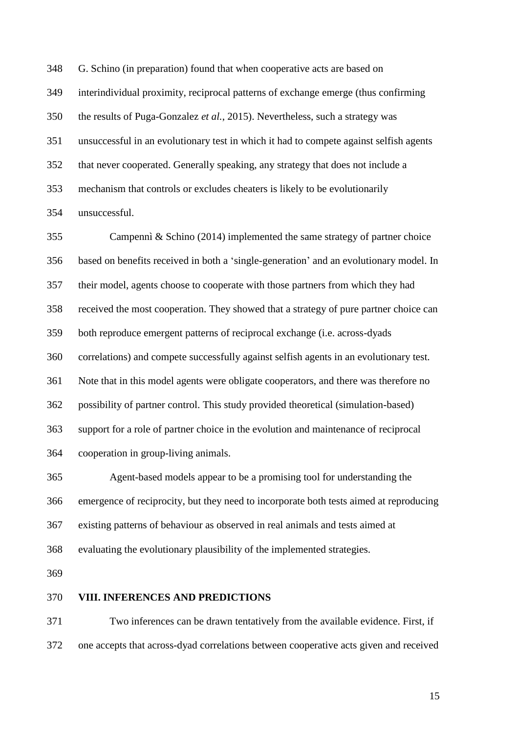G. Schino (in preparation) found that when cooperative acts are based on interindividual proximity, reciprocal patterns of exchange emerge (thus confirming the results of Puga-Gonzalez *et al.*, 2015). Nevertheless, such a strategy was unsuccessful in an evolutionary test in which it had to compete against selfish agents that never cooperated. Generally speaking, any strategy that does not include a mechanism that controls or excludes cheaters is likely to be evolutionarily unsuccessful.

Campennì & Schino (2014) implemented the same strategy of partner choice based on benefits received in both a 'single-generation' and an evolutionary model. In their model, agents choose to cooperate with those partners from which they had received the most cooperation. They showed that a strategy of pure partner choice can both reproduce emergent patterns of reciprocal exchange (i.e. across-dyads correlations) and compete successfully against selfish agents in an evolutionary test. Note that in this model agents were obligate cooperators, and there was therefore no possibility of partner control. This study provided theoretical (simulation-based) support for a role of partner choice in the evolution and maintenance of reciprocal cooperation in group-living animals.

Agent-based models appear to be a promising tool for understanding the emergence of reciprocity, but they need to incorporate both tests aimed at reproducing existing patterns of behaviour as observed in real animals and tests aimed at evaluating the evolutionary plausibility of the implemented strategies.

## VIII. INFERENCES AND PREDICTIONS

Two inferences can be drawn tentatively from the available evidence. First, if one accepts that across-dyad correlations between cooperative acts given and received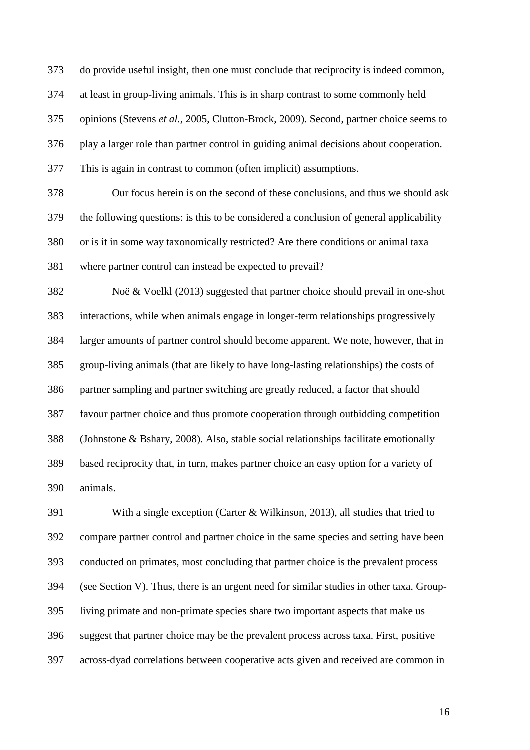do provide useful insight, then one must conclude that reciprocity is indeed common, at least in group-living animals. This is in sharp contrast to some commonly held opinions (Stevens *et al.*, 2005, Clutton-Brock, 2009). Second, partner choice seems to play a larger role than partner control in guiding animal decisions about cooperation. This is again in contrast to common (often implicit) assumptions.

Our focus herein is on the second of these conclusions, and thus we should ask the following questions: is this to be considered a conclusion of general applicability or is it in some way taxonomically restricted? Are there conditions or animal taxa where partner control can instead be expected to prevail?

Noë & Voelkl (2013) suggested that partner choice should prevail in one-shot interactions, while when animals engage in longer-term relationships progressively larger amounts of partner control should become apparent. We note, however, that in group-living animals (that are likely to have long-lasting relationships) the costs of partner sampling and partner switching are greatly reduced, a factor that should favour partner choice and thus promote cooperation through outbidding competition (Johnstone & Bshary, 2008). Also, stable social relationships facilitate emotionally based reciprocity that, in turn, makes partner choice an easy option for a variety of animals.

With a single exception (Carter & Wilkinson, 2013), all studies that tried to compare partner control and partner choice in the same species and setting have been conducted on primates, most concluding that partner choice is the prevalent process (see Section V). Thus, there is an urgent need for similar studies in other taxa. Group-living primate and non-primate species share two important aspects that make us suggest that partner choice may be the prevalent process across taxa. First, positive across-dyad correlations between cooperative acts given and received are common in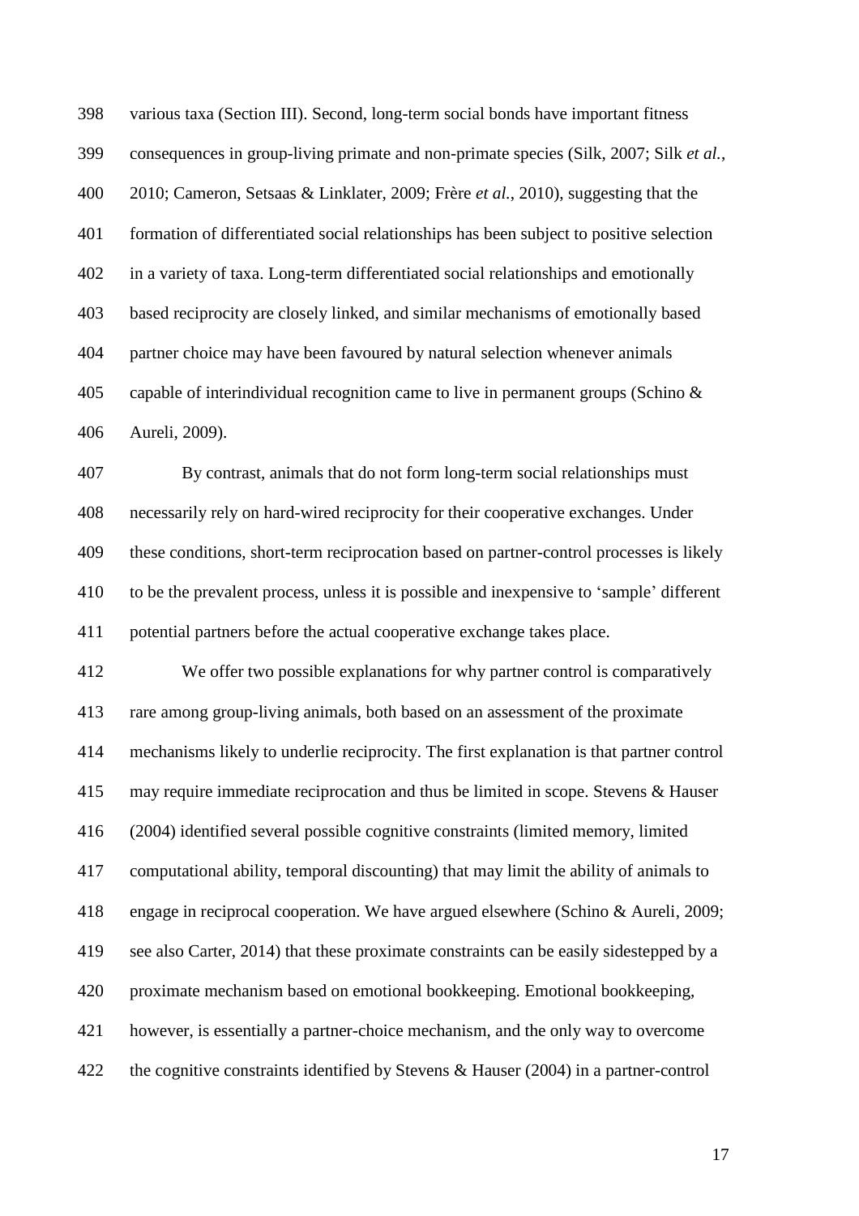various taxa (Section III). Second, long-term social bonds have important fitness consequences in group-living primate and non-primate species (Silk, 2007; Silk *et al.*, 2010; Cameron, Setsaas & Linklater, 2009; Frère *et al.*, 2010), suggesting that the formation of differentiated social relationships has been subject to positive selection in a variety of taxa. Long-term differentiated social relationships and emotionally based reciprocity are closely linked, and similar mechanisms of emotionally based partner choice may have been favoured by natural selection whenever animals capable of interindividual recognition came to live in permanent groups (Schino & Aureli, 2009).

By contrast, animals that do not form long-term social relationships must necessarily rely on hard-wired reciprocity for their cooperative exchanges. Under these conditions, short-term reciprocation based on partner-control processes is likely to be the prevalent process, unless it is possible and inexpensive to 'sample' different potential partners before the actual cooperative exchange takes place.

We offer two possible explanations for why partner control is comparatively rare among group-living animals, both based on an assessment of the proximate mechanisms likely to underlie reciprocity. The first explanation is that partner control may require immediate reciprocation and thus be limited in scope. Stevens & Hauser (2004) identified several possible cognitive constraints (limited memory, limited computational ability, temporal discounting) that may limit the ability of animals to engage in reciprocal cooperation. We have argued elsewhere (Schino & Aureli, 2009; see also Carter, 2014) that these proximate constraints can be easily sidestepped by a proximate mechanism based on emotional bookkeeping. Emotional bookkeeping, however, is essentially a partner-choice mechanism, and the only way to overcome the cognitive constraints identified by Stevens & Hauser (2004) in a partner-control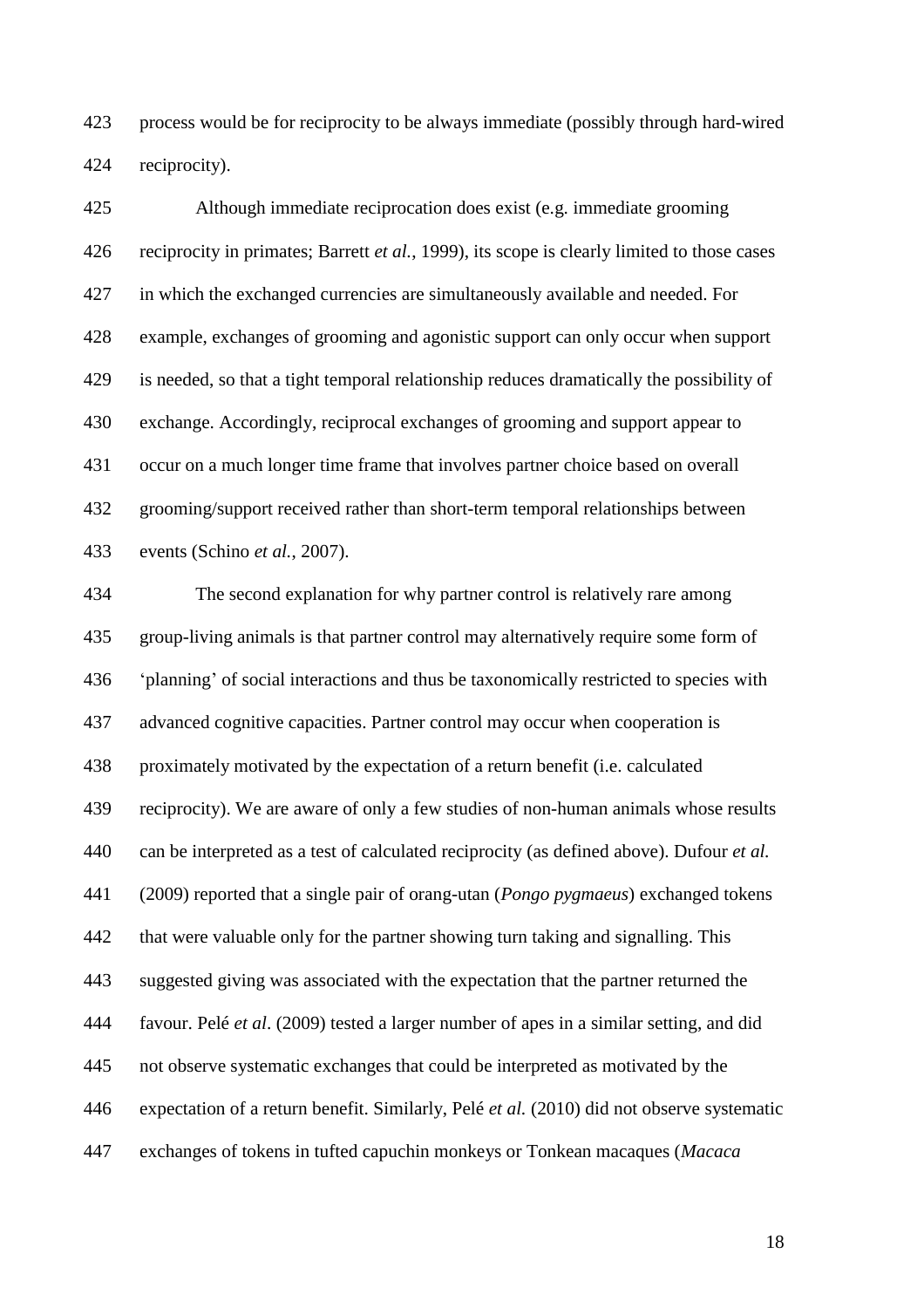process would be for reciprocity to be always immediate (possibly through hard-wired reciprocity).

Although immediate reciprocation does exist (e.g. immediate grooming reciprocity in primates; Barrett *et al.*, 1999), its scope is clearly limited to those cases in which the exchanged currencies are simultaneously available and needed. For example, exchanges of grooming and agonistic support can only occur when support is needed, so that a tight temporal relationship reduces dramatically the possibility of exchange. Accordingly, reciprocal exchanges of grooming and support appear to occur on a much longer time frame that involves partner choice based on overall grooming/support received rather than short-term temporal relationships between events (Schino *et al.*, 2007).

The second explanation for why partner control is relatively rare among group-living animals is that partner control may alternatively require some form of 'planning' of social interactions and thus be taxonomically restricted to species with advanced cognitive capacities. Partner control may occur when cooperation is proximately motivated by the expectation of a return benefit (i.e. calculated reciprocity). We are aware of only a few studies of non-human animals whose results can be interpreted as a test of calculated reciprocity (as defined above). Dufour *et al.* (2009) reported that a single pair of orang-utan (*Pongo pygmaeus*) exchanged tokens that were valuable only for the partner showing turn taking and signalling. This suggested giving was associated with the expectation that the partner returned the favour. Pelé *et al*. (2009) tested a larger number of apes in a similar setting, and did not observe systematic exchanges that could be interpreted as motivated by the expectation of a return benefit. Similarly, Pelé *et al.* (2010) did not observe systematic exchanges of tokens in tufted capuchin monkeys or Tonkean macaques (*Macaca*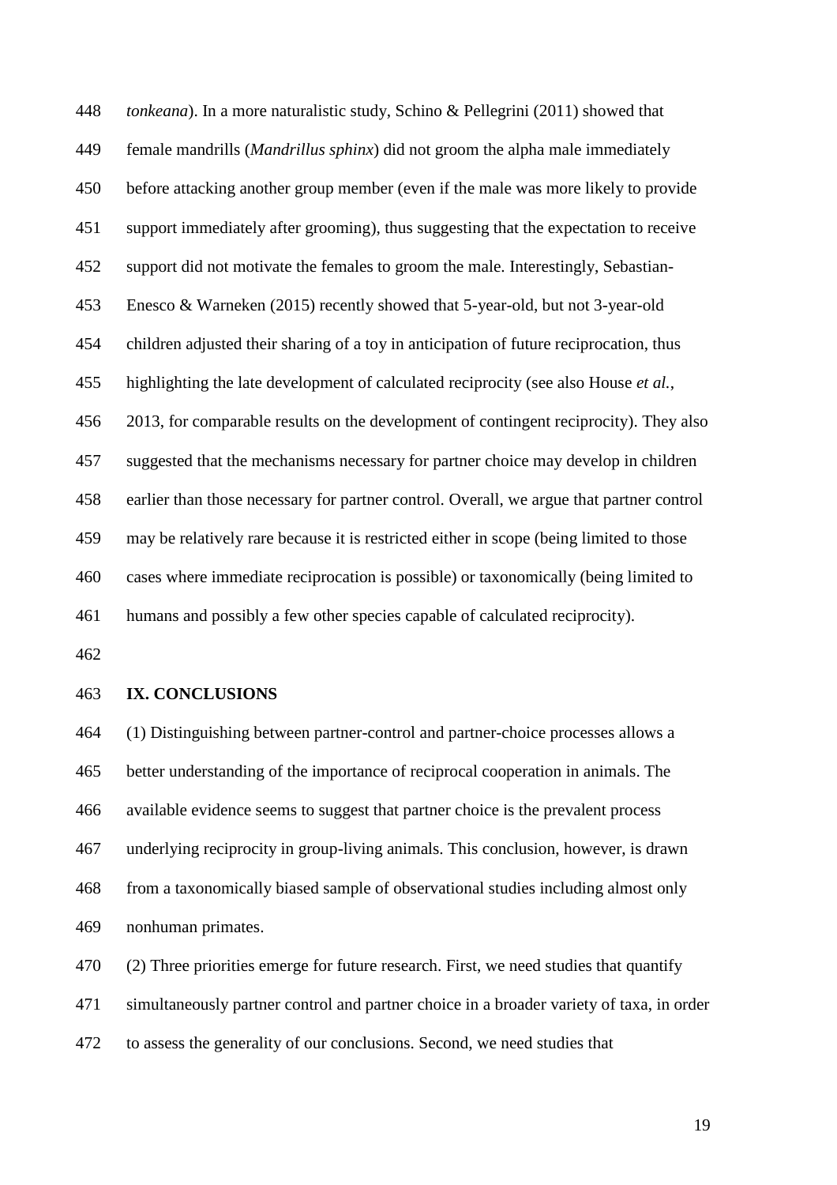*tonkeana*). In a more naturalistic study, Schino & Pellegrini (2011) showed that female mandrills (*Mandrillus sphinx*) did not groom the alpha male immediately before attacking another group member (even if the male was more likely to provide support immediately after grooming), thus suggesting that the expectation to receive support did not motivate the females to groom the male. Interestingly, Sebastian-Enesco & Warneken (2015) recently showed that 5-year-old, but not 3-year-old children adjusted their sharing of a toy in anticipation of future reciprocation, thus highlighting the late development of calculated reciprocity (see also House *et al.*, 2013, for comparable results on the development of contingent reciprocity). They also suggested that the mechanisms necessary for partner choice may develop in children earlier than those necessary for partner control. Overall, we argue that partner control may be relatively rare because it is restricted either in scope (being limited to those cases where immediate reciprocation is possible) or taxonomically (being limited to humans and possibly a few other species capable of calculated reciprocity).

## IX. CONCLUSIONS

(1) Distinguishing between partner-control and partner-choice processes allows a better understanding of the importance of reciprocal cooperation in animals. The available evidence seems to suggest that partner choice is the prevalent process underlying reciprocity in group-living animals. This conclusion, however, is drawn from a taxonomically biased sample of observational studies including almost only nonhuman primates.

(2) Three priorities emerge for future research. First, we need studies that quantify simultaneously partner control and partner choice in a broader variety of taxa, in order to assess the generality of our conclusions. Second, we need studies that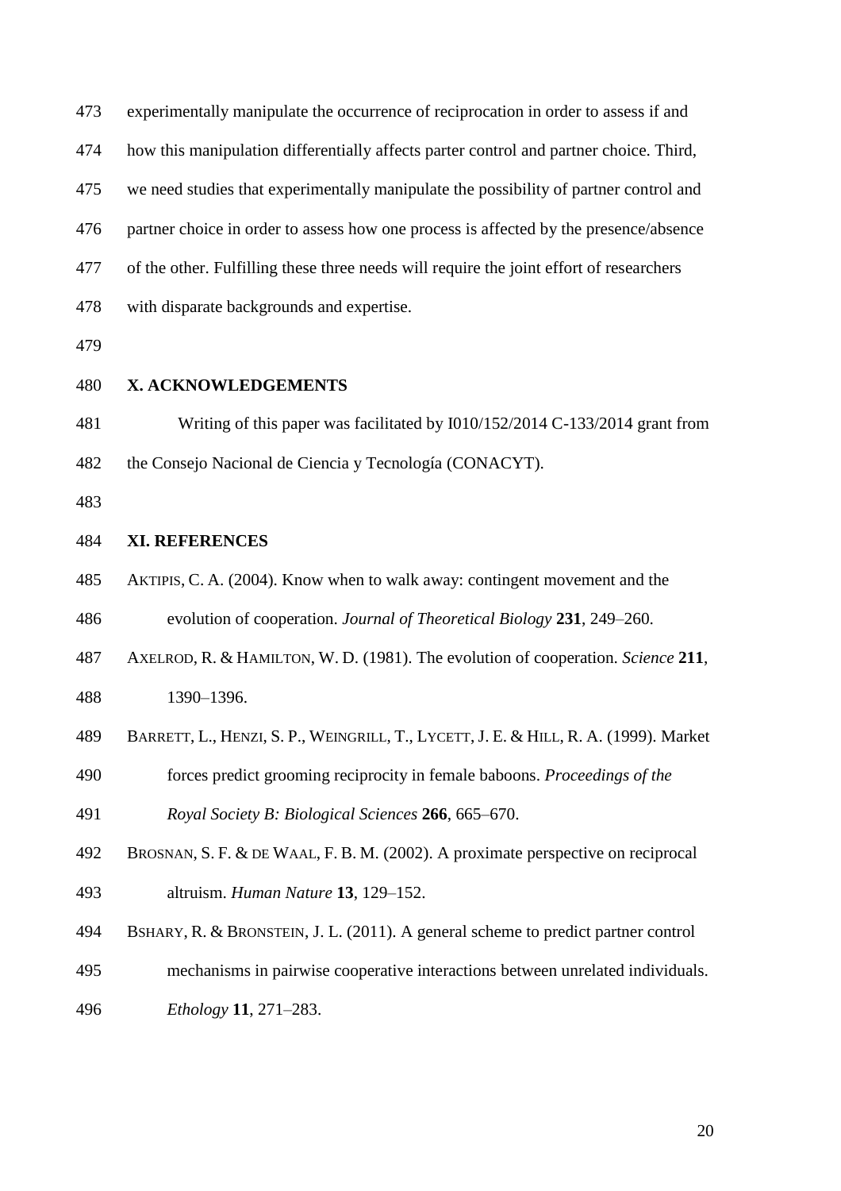experimentally manipulate the occurrence of reciprocation in order to assess if and how this manipulation differentially affects parter control and partner choice. Third, we need studies that experimentally manipulate the possibility of partner control and partner choice in order to assess how one process is affected by the presence/absence of the other. Fulfilling these three needs will require the joint effort of researchers with disparate backgrounds and expertise.

## X. ACKNOWLEDGEMENTS

Writing of this paper was facilitated by I010/152/2014 C-133/2014 grant from the Consejo Nacional de Ciencia y Tecnología (CONACYT).

## XI. REFERENCES

AKTIPIS, C. A. (2004). Know when to walk away: contingent movement and the evolution of cooperation. *Journal of Theoretical Biology* **231**, 249–260.

AXELROD, R. & HAMILTON, W. D. (1981). The evolution of cooperation. *Science* **211**, 1390–1396.

BARRETT, L., HENZI, S. P., WEINGRILL, T., LYCETT, J. E. & HILL, R. A. (1999). Market forces predict grooming reciprocity in female baboons. *Proceedings of the Royal Society B: Biological Sciences* **266**, 665–670.

BROSNAN, S. F. & DE WAAL, F. B. M. (2002). A proximate perspective on reciprocal altruism. *Human Nature* **13**, 129–152.

BSHARY, R. & BRONSTEIN, J. L. (2011). A general scheme to predict partner control mechanisms in pairwise cooperative interactions between unrelated individuals. *Ethology* **11**, 271–283.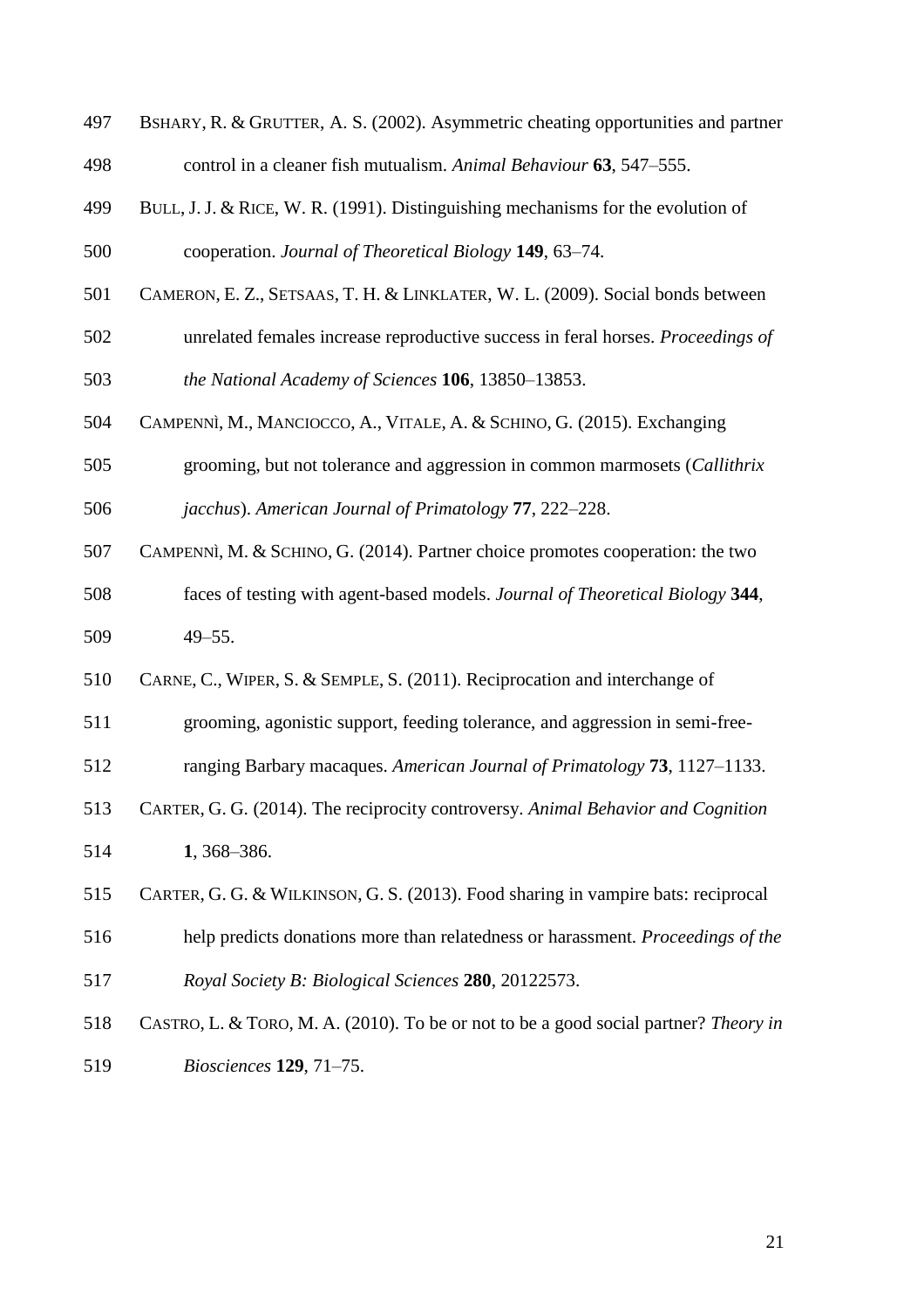BSHARY, R. & GRUTTER, A. S. (2002). Asymmetric cheating opportunities and partner control in a cleaner fish mutualism. *Animal Behaviour* **63**, 547–555.

BULL, J. J. & RICE, W. R. (1991). Distinguishing mechanisms for the evolution of cooperation. *Journal of Theoretical Biology* **149**, 63–74.

CAMERON, E. Z., SETSAAS, T. H. & LINKLATER, W. L. (2009). Social bonds between unrelated females increase reproductive success in feral horses. *Proceedings of the National Academy of Sciences* **106**, 13850–13853.

CAMPENNÌ, M., MANCIOCCO, A., VITALE, A. & SCHINO, G. (2015). Exchanging grooming, but not tolerance and aggression in common marmosets (*Callithrix jacchus*). *American Journal of Primatology* **77**, 222–228.

CAMPENNÌ, M. & SCHINO, G. (2014). Partner choice promotes cooperation: the two faces of testing with agent-based models. *Journal of Theoretical Biology* **344**, 49–55.

CARNE, C., WIPER, S. & SEMPLE, S. (2011). Reciprocation and interchange of grooming, agonistic support, feeding tolerance, and aggression in semi-free-ranging Barbary macaques. *American Journal of Primatology* **73**, 1127–1133.

CARTER, G. G. (2014). The reciprocity controversy. *Animal Behavior and Cognition* **1**, 368–386.

CARTER, G. G. & WILKINSON, G. S. (2013). Food sharing in vampire bats: reciprocal help predicts donations more than relatedness or harassment. *Proceedings of the Royal Society B: Biological Sciences* **280**, 20122573.

CASTRO, L. & TORO, M. A. (2010). To be or not to be a good social partner? *Theory in Biosciences* **129**, 71–75.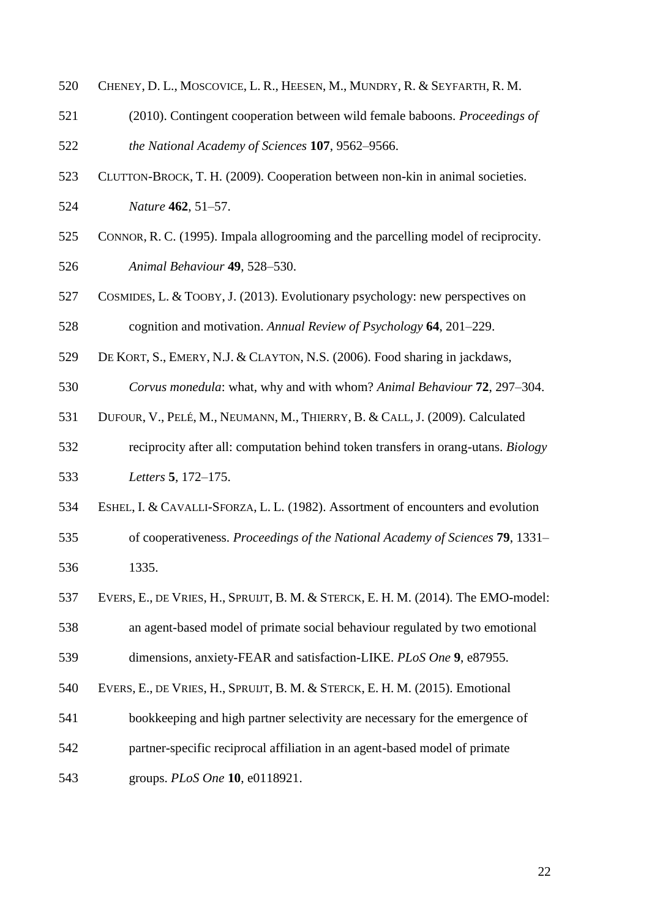520 CHENEY, D. L., MOSCOVICE, L. R., HEESEN, M., MUNDRY, R. & SEYFARTH, R. M.
521 (2010). Contingent cooperation between wild female baboons. *Proceedings of*
522 *the National Academy of Sciences* **107**, 9562–9566.

523 CLUTTON-BROCK, T. H. (2009). Cooperation between non-kin in animal societies.
524 *Nature* **462**, 51–57.

525 CONNOR, R. C. (1995). Impala allogrooming and the parcelling model of reciprocity.
526 *Animal Behaviour* **49**, 528–530.

527 COSMIDES, L. & TOOBY, J. (2013). Evolutionary psychology: new perspectives on
528 cognition and motivation. *Annual Review of Psychology* **64**, 201–229.

529 DE KORT, S., EMERY, N.J. & CLAYTON, N.S. (2006). Food sharing in jackdaws,
530 *Corvus monedula*: what, why and with whom? *Animal Behaviour* **72**, 297–304.

531 DUFOUR, V., PELÉ, M., NEUMANN, M., THIERRY, B. & CALL, J. (2009). Calculated
532 reciprocity after all: computation behind token transfers in orang-utans. *Biology*
533 *Letters* **5**, 172–175.

534 ESHEL, I. & CAVALLI-SFORZA, L. L. (1982). Assortment of encounters and evolution
535 of cooperativeness. *Proceedings of the National Academy of Sciences* **79**, 1331–
536 1335.

537 EVERS, E., DE VRIES, H., SPRUIJT, B. M. & STERCK, E. H. M. (2014). The EMO-model:
538 an agent-based model of primate social behaviour regulated by two emotional
539 dimensions, anxiety-FEAR and satisfaction-LIKE. *PLoS One* **9**, e87955.

540 EVERS, E., DE VRIES, H., SPRUIJT, B. M. & STERCK, E. H. M. (2015). Emotional
541 bookkeeping and high partner selectivity are necessary for the emergence of
542 partner-specific reciprocal affiliation in an agent-based model of primate
543 groups. *PLoS One* **10**, e0118921.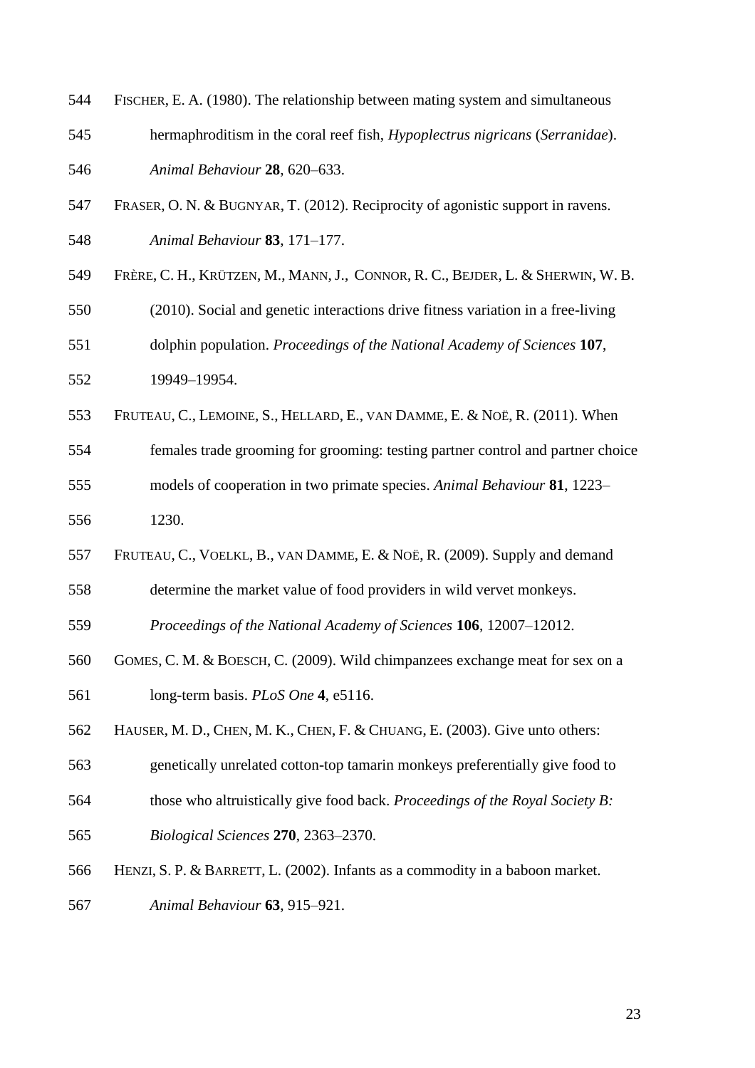FISCHER, E. A. (1980). The relationship between mating system and simultaneous hermaphroditism in the coral reef fish, *Hypoplectrus nigricans* (*Serranidae*). *Animal Behaviour* **28**, 620–633.

FRASER, O. N. & BUGNYAR, T. (2012). Reciprocity of agonistic support in ravens. *Animal Behaviour* **83**, 171–177.

FRÈRE, C. H., KRÜTZEN, M., MANN, J., CONNOR, R. C., BEJDER, L. & SHERWIN, W. B. (2010). Social and genetic interactions drive fitness variation in a free-living dolphin population. *Proceedings of the National Academy of Sciences* **107**, 19949–19954.

FRUTEAU, C., LEMOINE, S., HELLARD, E., VAN DAMME, E. & NOË, R. (2011). When females trade grooming for grooming: testing partner control and partner choice models of cooperation in two primate species. *Animal Behaviour* **81**, 1223–1230.

FRUTEAU, C., VOELKL, B., VAN DAMME, E. & NOË, R. (2009). Supply and demand determine the market value of food providers in wild vervet monkeys. *Proceedings of the National Academy of Sciences* **106**, 12007–12012.

GOMES, C. M. & BOESCH, C. (2009). Wild chimpanzees exchange meat for sex on a long-term basis. *PLoS One* **4**, e5116.

HAUSER, M. D., CHEN, M. K., CHEN, F. & CHUANG, E. (2003). Give unto others: genetically unrelated cotton-top tamarin monkeys preferentially give food to those who altruistically give food back. *Proceedings of the Royal Society B: Biological Sciences* **270**, 2363–2370.

HENZI, S. P. & BARRETT, L. (2002). Infants as a commodity in a baboon market. *Animal Behaviour* **63**, 915–921.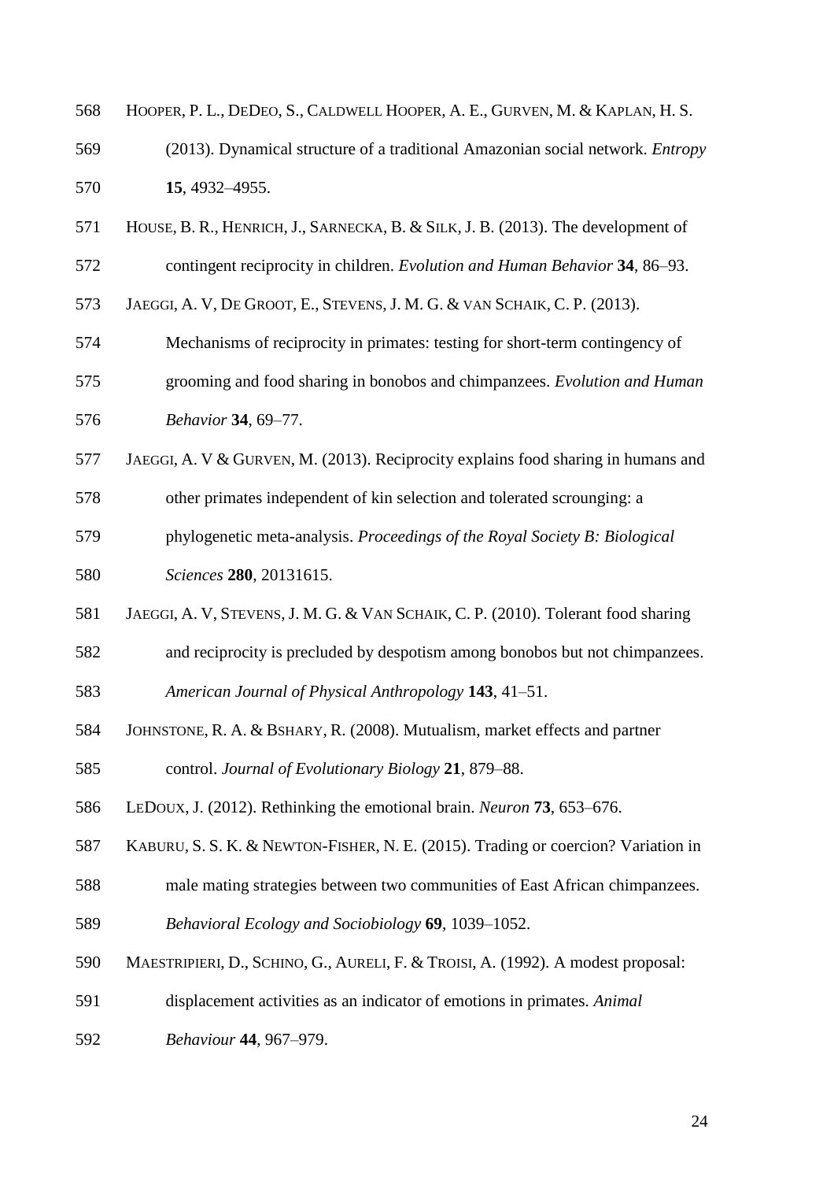Hooper, P. L., DeDeo, S., Caldwell Hooper, A. E., Gurven, M. & Kaplan, H. S. (2013). Dynamical structure of a traditional Amazonian social network. *Entropy* **15**, 4932–4955.

House, B. R., Henrich, J., Sarnecka, B. & Silk, J. B. (2013). The development of contingent reciprocity in children. *Evolution and Human Behavior* **34**, 86–93.

Jaeggi, A. V, De Groot, E., Stevens, J. M. G. & van Schaik, C. P. (2013). Mechanisms of reciprocity in primates: testing for short-term contingency of grooming and food sharing in bonobos and chimpanzees. *Evolution and Human Behavior* **34**, 69–77.

Jaeggi, A. V & Gurven, M. (2013). Reciprocity explains food sharing in humans and other primates independent of kin selection and tolerated scrounging: a phylogenetic meta-analysis. *Proceedings of the Royal Society B: Biological Sciences* **280**, 20131615.

Jaeggi, A. V, Stevens, J. M. G. & van Schaik, C. P. (2010). Tolerant food sharing and reciprocity is precluded by despotism among bonobos but not chimpanzees. *American Journal of Physical Anthropology* **143**, 41–51.

Johnstone, R. A. & Bshary, R. (2008). Mutualism, market effects and partner control. *Journal of Evolutionary Biology* **21**, 879–88.

LeDoux, J. (2012). Rethinking the emotional brain. *Neuron* **73**, 653–676.

Kaburu, S. S. K. & Newton-Fisher, N. E. (2015). Trading or coercion? Variation in male mating strategies between two communities of East African chimpanzees. *Behavioral Ecology and Sociobiology* **69**, 1039–1052.

Maestripieri, D., Schino, G., Aureli, F. & Troisi, A. (1992). A modest proposal: displacement activities as an indicator of emotions in primates. *Animal Behaviour* **44**, 967–979.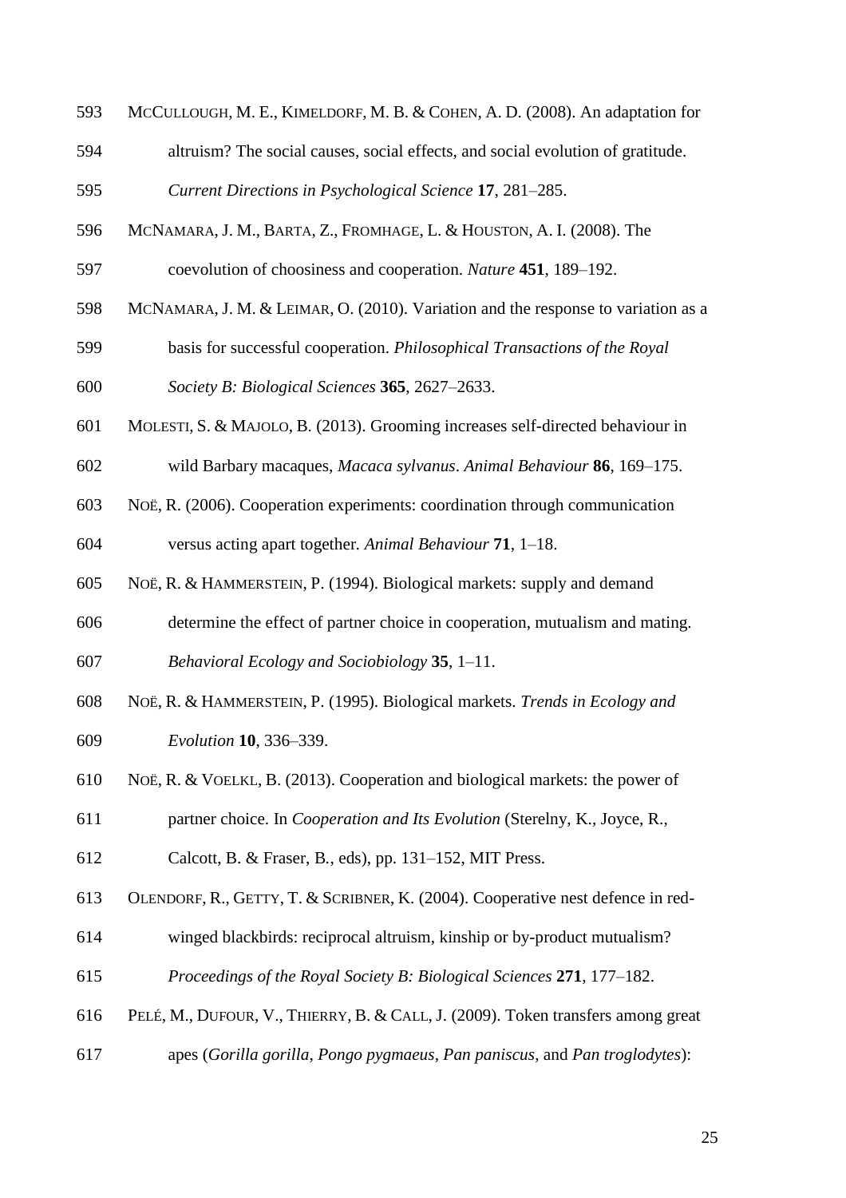McCullough, M. E., Kimeldorf, M. B. & Cohen, A. D. (2008). An adaptation for altruism? The social causes, social effects, and social evolution of gratitude. *Current Directions in Psychological Science* **17**, 281–285.

McNamara, J. M., Barta, Z., Fromhage, L. & Houston, A. I. (2008). The coevolution of choosiness and cooperation. *Nature* **451**, 189–192.

McNamara, J. M. & Leimar, O. (2010). Variation and the response to variation as a basis for successful cooperation. *Philosophical Transactions of the Royal Society B: Biological Sciences* **365**, 2627–2633.

Molesti, S. & Majolo, B. (2013). Grooming increases self-directed behaviour in wild Barbary macaques, *Macaca sylvanus*. *Animal Behaviour* **86**, 169–175.

Noë, R. (2006). Cooperation experiments: coordination through communication versus acting apart together. *Animal Behaviour* **71**, 1–18.

Noë, R. & Hammerstein, P. (1994). Biological markets: supply and demand determine the effect of partner choice in cooperation, mutualism and mating. *Behavioral Ecology and Sociobiology* **35**, 1–11.

Noë, R. & Hammerstein, P. (1995). Biological markets. *Trends in Ecology and Evolution* **10**, 336–339.

Noë, R. & Voelkl, B. (2013). Cooperation and biological markets: the power of partner choice. In *Cooperation and Its Evolution* (Sterelny, K., Joyce, R., Calcott, B. & Fraser, B., eds), pp. 131–152, MIT Press.

Olendorf, R., Getty, T. & Scribner, K. (2004). Cooperative nest defence in red-winged blackbirds: reciprocal altruism, kinship or by-product mutualism? *Proceedings of the Royal Society B: Biological Sciences* **271**, 177–182.

Pelé, M., Dufour, V., Thierry, B. & Call, J. (2009). Token transfers among great apes (*Gorilla gorilla*, *Pongo pygmaeus*, *Pan paniscus*, and *Pan troglodytes*):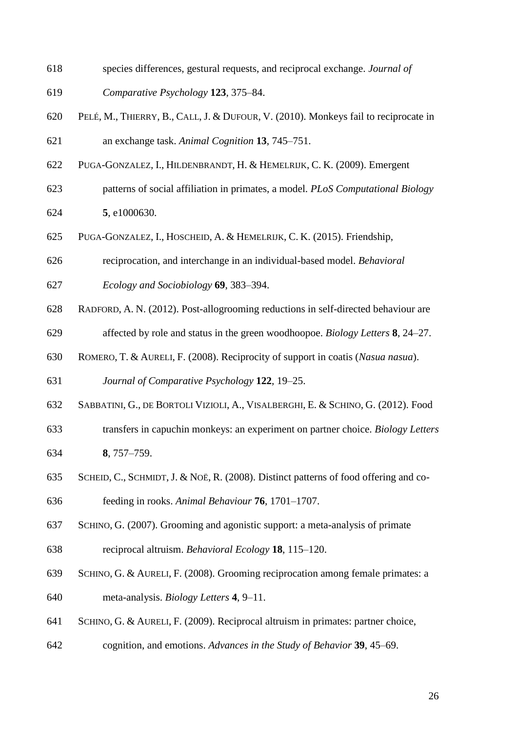species differences, gestural requests, and reciprocal exchange. *Journal of Comparative Psychology* **123**, 375–84.

PELÉ, M., THIERRY, B., CALL, J. & DUFOUR, V. (2010). Monkeys fail to reciprocate in an exchange task. *Animal Cognition* **13**, 745–751.

PUGA-GONZALEZ, I., HILDENBRANDT, H. & HEMELRIJK, C. K. (2009). Emergent patterns of social affiliation in primates, a model. *PLoS Computational Biology* **5**, e1000630.

PUGA-GONZALEZ, I., HOSCHEID, A. & HEMELRIJK, C. K. (2015). Friendship, reciprocation, and interchange in an individual-based model. *Behavioral Ecology and Sociobiology* **69**, 383–394.

RADFORD, A. N. (2012). Post-allogrooming reductions in self-directed behaviour are affected by role and status in the green woodhoopoe. *Biology Letters* **8**, 24–27.

ROMERO, T. & AURELI, F. (2008). Reciprocity of support in coatis (*Nasua nasua*). *Journal of Comparative Psychology* **122**, 19–25.

SABBATINI, G., DE BORTOLI VIZIOLI, A., VISALBERGHI, E. & SCHINO, G. (2012). Food transfers in capuchin monkeys: an experiment on partner choice. *Biology Letters* **8**, 757–759.

SCHEID, C., SCHMIDT, J. & NOË, R. (2008). Distinct patterns of food offering and co-feeding in rooks. *Animal Behaviour* **76**, 1701–1707.

SCHINO, G. (2007). Grooming and agonistic support: a meta-analysis of primate reciprocal altruism. *Behavioral Ecology* **18**, 115–120.

SCHINO, G. & AURELI, F. (2008). Grooming reciprocation among female primates: a meta-analysis. *Biology Letters* **4**, 9–11.

SCHINO, G. & AURELI, F. (2009). Reciprocal altruism in primates: partner choice, cognition, and emotions. *Advances in the Study of Behavior* **39**, 45–69.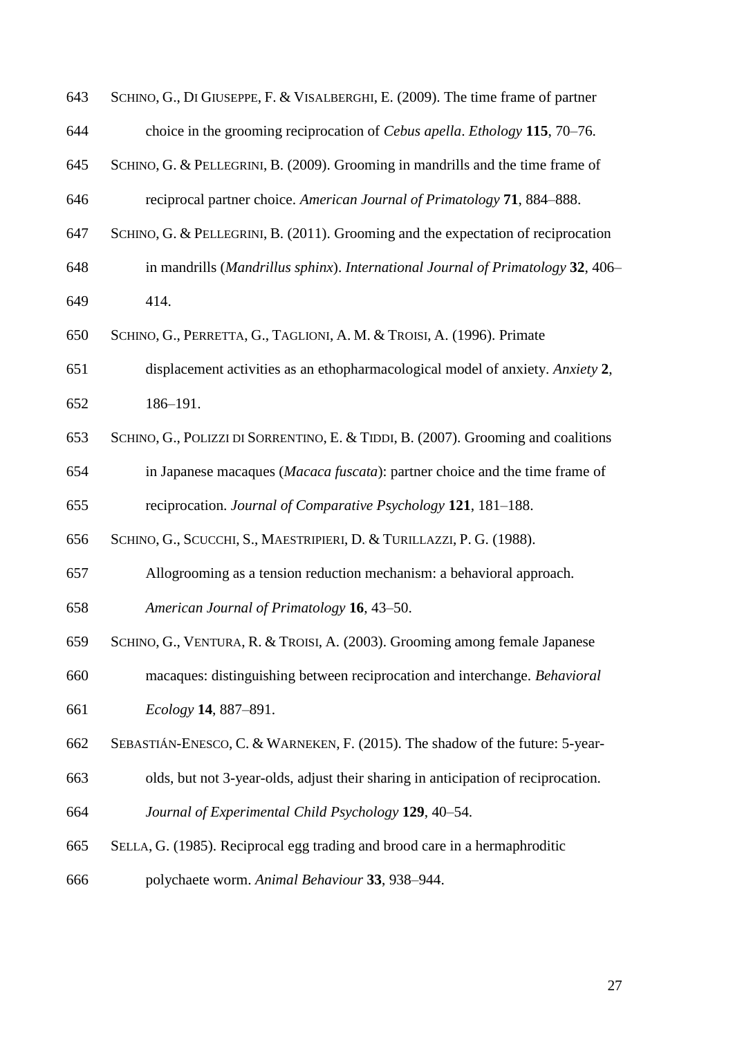643 SCHINO, G., DI GIUSEPPE, F. & VISALBERGHI, E. (2009). The time frame of partner

644 choice in the grooming reciprocation of *Cebus apella*. *Ethology* **115**, 70–76.

645 SCHINO, G. & PELLEGRINI, B. (2009). Grooming in mandrills and the time frame of

646 reciprocal partner choice. *American Journal of Primatology* **71**, 884–888.

647 SCHINO, G. & PELLEGRINI, B. (2011). Grooming and the expectation of reciprocation

648 in mandrills (*Mandrillus sphinx*). *International Journal of Primatology* **32**, 406–

649 414.

650 SCHINO, G., PERRETTA, G., TAGLIONI, A. M. & TROISI, A. (1996). Primate

651 displacement activities as an ethopharmacological model of anxiety. *Anxiety* **2**,

652 186–191.

653 SCHINO, G., POLIZZI DI SORRENTINO, E. & TIDDI, B. (2007). Grooming and coalitions

654 in Japanese macaques (*Macaca fuscata*): partner choice and the time frame of

655 reciprocation. *Journal of Comparative Psychology* **121**, 181–188.

656 SCHINO, G., SCUCCHI, S., MAESTRIPIERI, D. & TURILLAZZI, P. G. (1988).

657 Allogrooming as a tension reduction mechanism: a behavioral approach.

658 *American Journal of Primatology* **16**, 43–50.

659 SCHINO, G., VENTURA, R. & TROISI, A. (2003). Grooming among female Japanese

660 macaques: distinguishing between reciprocation and interchange. *Behavioral*

661 *Ecology* **14**, 887–891.

662 SEBASTIÁN-ENESCO, C. & WARNEKEN, F. (2015). The shadow of the future: 5-year-

663 olds, but not 3-year-olds, adjust their sharing in anticipation of reciprocation.

664 *Journal of Experimental Child Psychology* **129**, 40–54.

665 SELLA, G. (1985). Reciprocal egg trading and brood care in a hermaphroditic

666 polychaete worm. *Animal Behaviour* **33**, 938–944.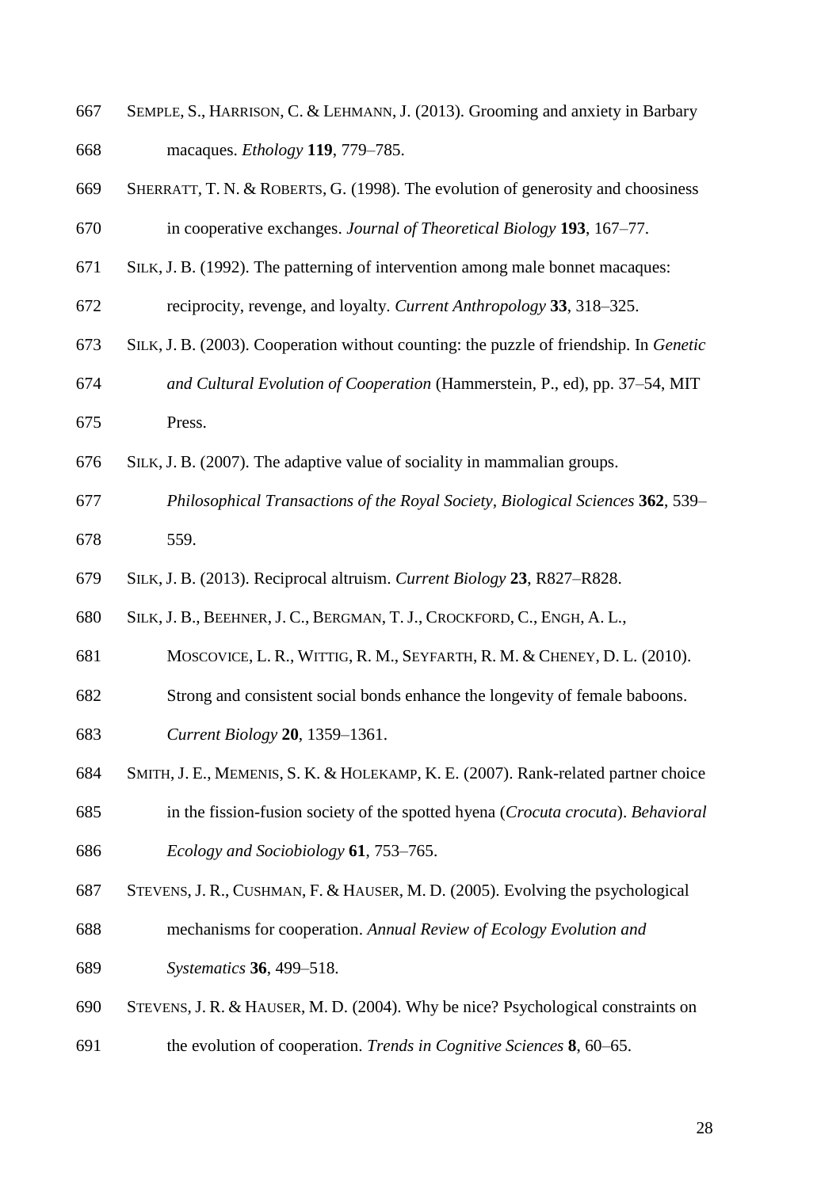SEMPLE, S., HARRISON, C. & LEHMANN, J. (2013). Grooming and anxiety in Barbary macaques. *Ethology* **119**, 779–785.

SHERRATT, T. N. & ROBERTS, G. (1998). The evolution of generosity and choosiness in cooperative exchanges. *Journal of Theoretical Biology* **193**, 167–77.

SILK, J. B. (1992). The patterning of intervention among male bonnet macaques: reciprocity, revenge, and loyalty. *Current Anthropology* **33**, 318–325.

SILK, J. B. (2003). Cooperation without counting: the puzzle of friendship. In *Genetic and Cultural Evolution of Cooperation* (Hammerstein, P., ed), pp. 37–54, MIT Press.

SILK, J. B. (2007). The adaptive value of sociality in mammalian groups. *Philosophical Transactions of the Royal Society, Biological Sciences* **362**, 539–559.

SILK, J. B. (2013). Reciprocal altruism. *Current Biology* **23**, R827–R828.

SILK, J. B., BEEHNER, J. C., BERGMAN, T. J., CROCKFORD, C., ENGH, A. L., MOSCOVICE, L. R., WITTIG, R. M., SEYFARTH, R. M. & CHENEY, D. L. (2010). Strong and consistent social bonds enhance the longevity of female baboons. *Current Biology* **20**, 1359–1361.

SMITH, J. E., MEMENIS, S. K. & HOLEKAMP, K. E. (2007). Rank-related partner choice in the fission-fusion society of the spotted hyena (*Crocuta crocuta*). *Behavioral Ecology and Sociobiology* **61**, 753–765.

STEVENS, J. R., CUSHMAN, F. & HAUSER, M. D. (2005). Evolving the psychological mechanisms for cooperation. *Annual Review of Ecology Evolution and Systematics* **36**, 499–518.

STEVENS, J. R. & HAUSER, M. D. (2004). Why be nice? Psychological constraints on the evolution of cooperation. *Trends in Cognitive Sciences* **8**, 60–65.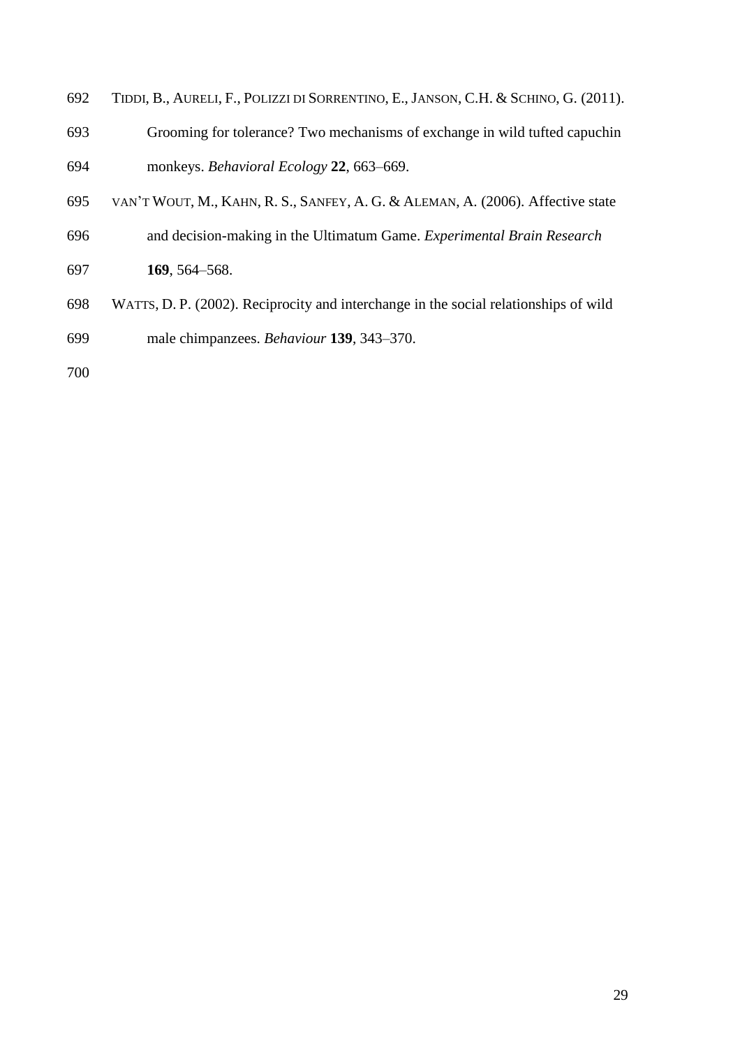TIDDI, B., AURELI, F., POLIZZI DI SORRENTINO, E., JANSON, C.H. & SCHINO, G. (2011). Grooming for tolerance? Two mechanisms of exchange in wild tufted capuchin monkeys. *Behavioral Ecology* **22**, 663–669.

VAN'T WOUT, M., KAHN, R. S., SANFEY, A. G. & ALEMAN, A. (2006). Affective state and decision-making in the Ultimatum Game. *Experimental Brain Research* **169**, 564–568.

WATTS, D. P. (2002). Reciprocity and interchange in the social relationships of wild male chimpanzees. *Behaviour* **139**, 343–370.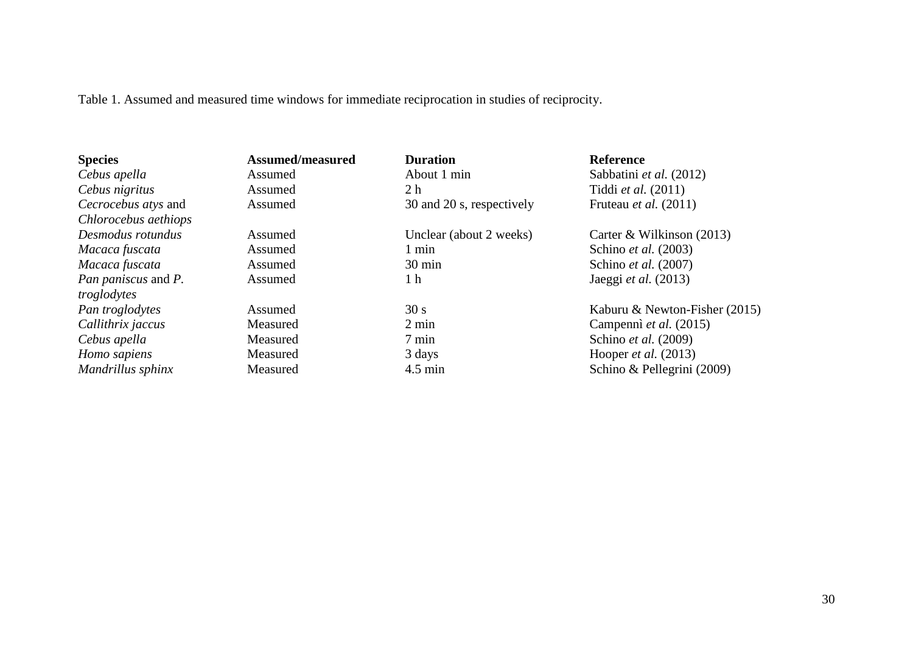Table 1. Assumed and measured time windows for immediate reciprocation in studies of reciprocity.

| **Species** | **Assumed/measured** | **Duration** | **Reference** |
|---|---|---|---|
| *Cebus apella* | Assumed | About 1 min | Sabbatini *et al.* (2012) |
| *Cebus nigritus* | Assumed | 2 h | Tiddi *et al.* (2011) |
| *Cecrocebus atys* and *Chlorocebus aethiops* | Assumed | 30 and 20 s, respectively | Fruteau *et al.* (2011) |
| *Desmodus rotundus* | Assumed | Unclear (about 2 weeks) | Carter & Wilkinson (2013) |
| *Macaca fuscata* | Assumed | 1 min | Schino *et al.* (2003) |
| *Macaca fuscata* | Assumed | 30 min | Schino *et al.* (2007) |
| *Pan paniscus* and *P. troglodytes* | Assumed | 1 h | Jaeggi *et al*. (2013) |
| *Pan troglodytes* | Assumed | 30 s | Kaburu & Newton-Fisher (2015) |
| *Callithrix jaccus* | Measured | 2 min | Campennì *et al.* (2015) |
| *Cebus apella* | Measured | 7 min | Schino *et al.* (2009) |
| *Homo sapiens* | Measured | 3 days | Hooper *et al.* (2013) |
| *Mandrillus sphinx* | Measured | 4.5 min | Schino & Pellegrini (2009) |